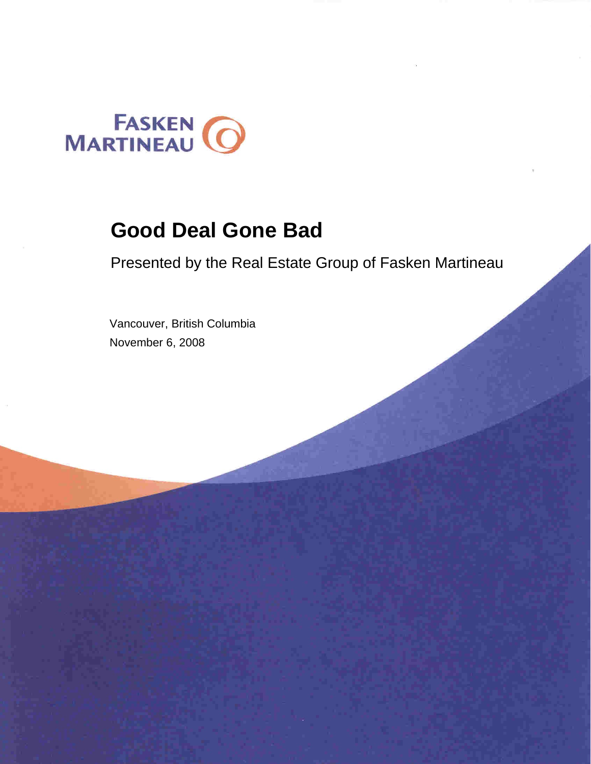FASKEN MARTINEAU

# Good Deal Gone Bad

Presented by the Real Estate Group of Fasken Martineau

Vancouver, British Columbia
November 6, 2008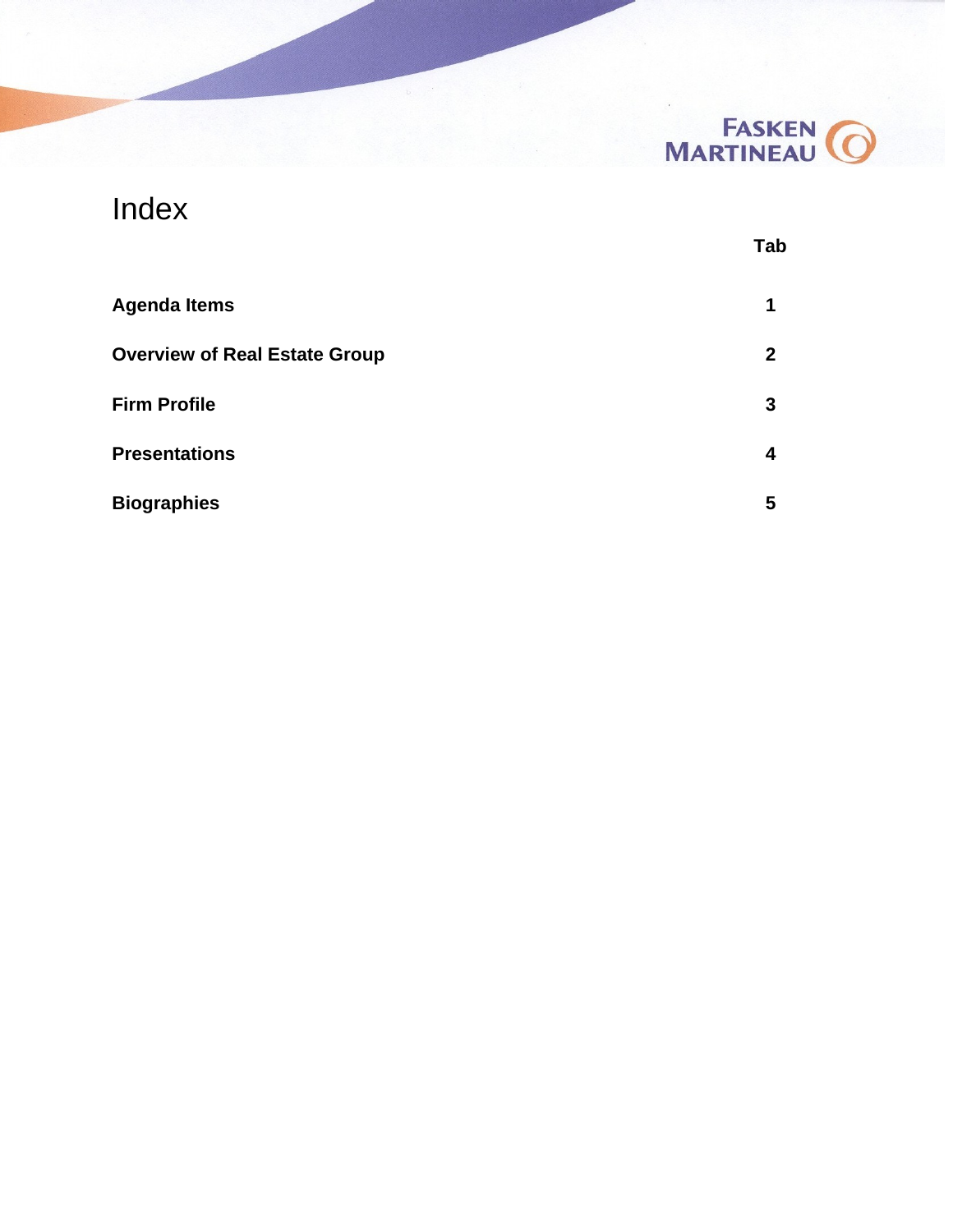# Index

| | Tab |
|---|---|
| **Agenda Items** | **1** |
| **Overview of Real Estate Group** | **2** |
| **Firm Profile** | **3** |
| **Presentations** | **4** |
| **Biographies** | **5** |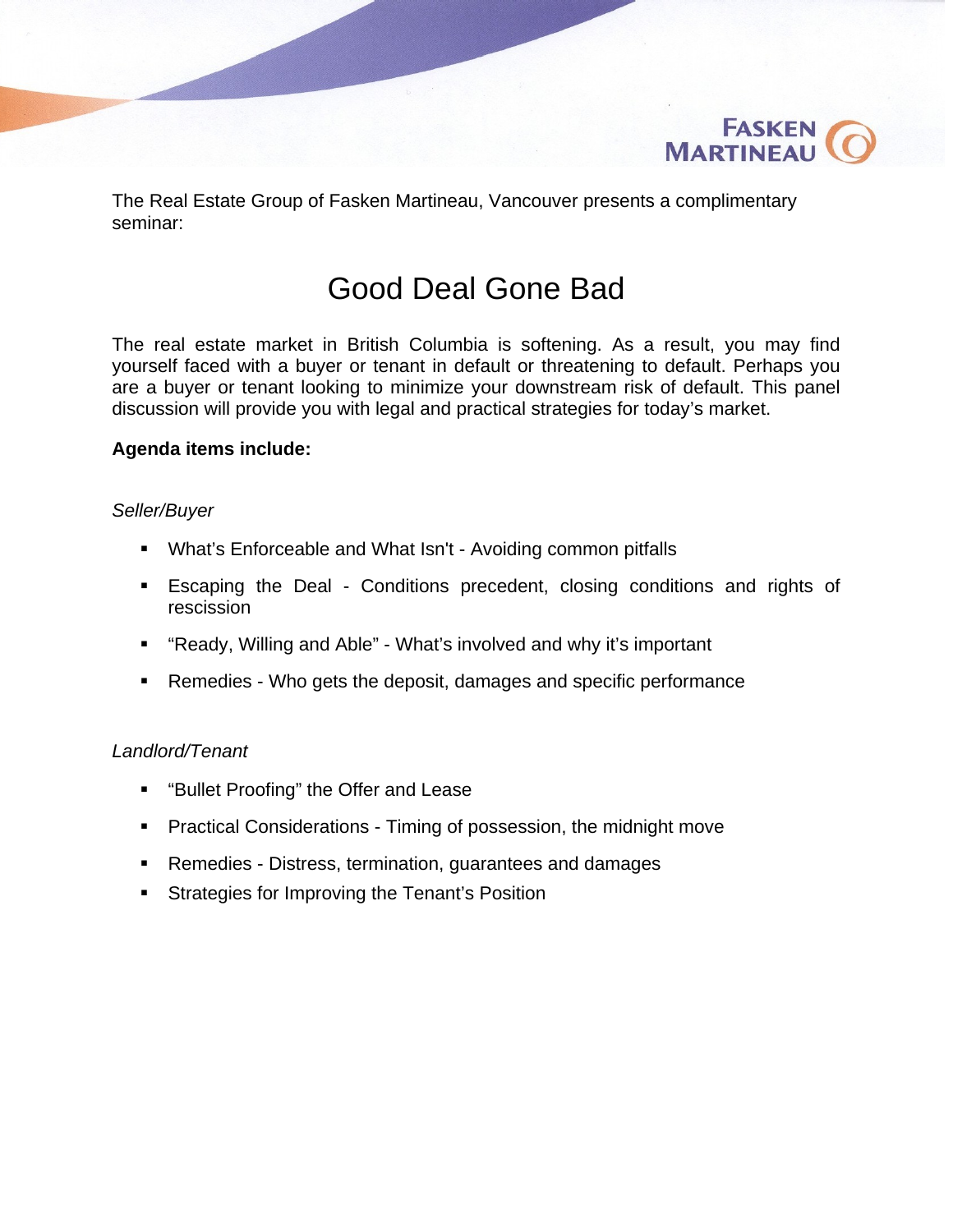The Real Estate Group of Fasken Martineau, Vancouver presents a complimentary seminar:

# Good Deal Gone Bad

The real estate market in British Columbia is softening. As a result, you may find yourself faced with a buyer or tenant in default or threatening to default. Perhaps you are a buyer or tenant looking to minimize your downstream risk of default. This panel discussion will provide you with legal and practical strategies for today's market.

**Agenda items include:**

*Seller/Buyer*

- What's Enforceable and What Isn't - Avoiding common pitfalls
- Escaping the Deal - Conditions precedent, closing conditions and rights of rescission
- "Ready, Willing and Able" - What's involved and why it's important
- Remedies - Who gets the deposit, damages and specific performance

*Landlord/Tenant*

- "Bullet Proofing" the Offer and Lease
- Practical Considerations - Timing of possession, the midnight move
- Remedies - Distress, termination, guarantees and damages
- Strategies for Improving the Tenant's Position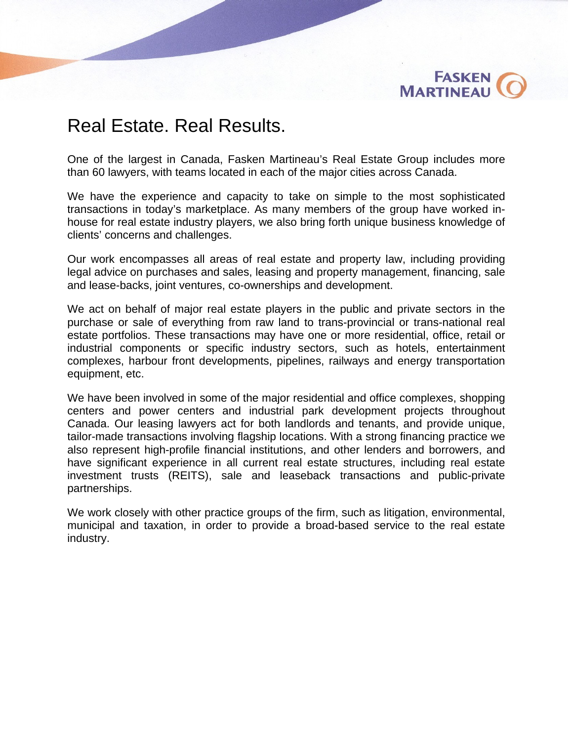# Real Estate. Real Results.

One of the largest in Canada, Fasken Martineau's Real Estate Group includes more than 60 lawyers, with teams located in each of the major cities across Canada.

We have the experience and capacity to take on simple to the most sophisticated transactions in today's marketplace. As many members of the group have worked in-house for real estate industry players, we also bring forth unique business knowledge of clients' concerns and challenges.

Our work encompasses all areas of real estate and property law, including providing legal advice on purchases and sales, leasing and property management, financing, sale and lease-backs, joint ventures, co-ownerships and development.

We act on behalf of major real estate players in the public and private sectors in the purchase or sale of everything from raw land to trans-provincial or trans-national real estate portfolios. These transactions may have one or more residential, office, retail or industrial components or specific industry sectors, such as hotels, entertainment complexes, harbour front developments, pipelines, railways and energy transportation equipment, etc.

We have been involved in some of the major residential and office complexes, shopping centers and power centers and industrial park development projects throughout Canada. Our leasing lawyers act for both landlords and tenants, and provide unique, tailor-made transactions involving flagship locations. With a strong financing practice we also represent high-profile financial institutions, and other lenders and borrowers, and have significant experience in all current real estate structures, including real estate investment trusts (REITS), sale and leaseback transactions and public-private partnerships.

We work closely with other practice groups of the firm, such as litigation, environmental, municipal and taxation, in order to provide a broad-based service to the real estate industry.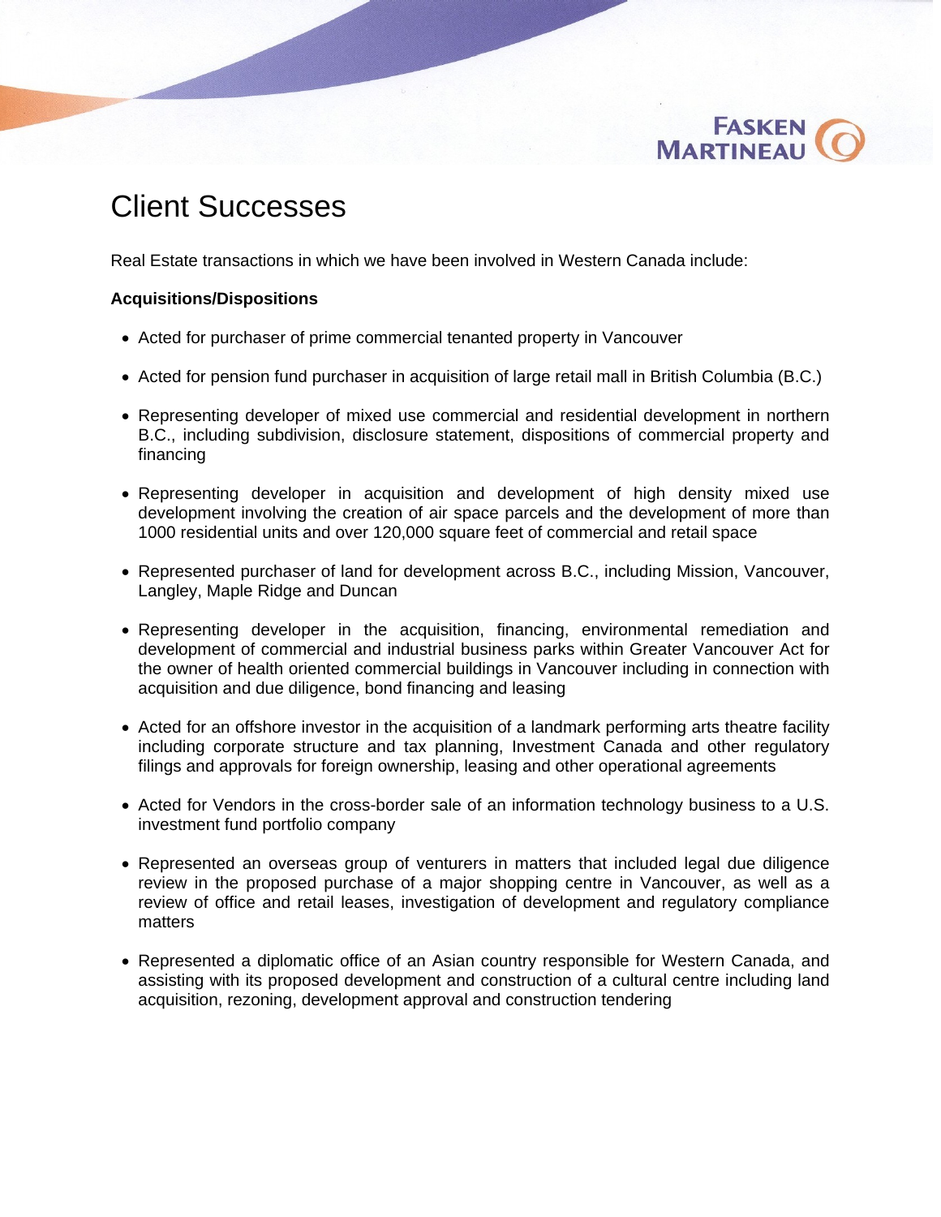# Client Successes

Real Estate transactions in which we have been involved in Western Canada include:

**Acquisitions/Dispositions**

- Acted for purchaser of prime commercial tenanted property in Vancouver
- Acted for pension fund purchaser in acquisition of large retail mall in British Columbia (B.C.)
- Representing developer of mixed use commercial and residential development in northern B.C., including subdivision, disclosure statement, dispositions of commercial property and financing
- Representing developer in acquisition and development of high density mixed use development involving the creation of air space parcels and the development of more than 1000 residential units and over 120,000 square feet of commercial and retail space
- Represented purchaser of land for development across B.C., including Mission, Vancouver, Langley, Maple Ridge and Duncan
- Representing developer in the acquisition, financing, environmental remediation and development of commercial and industrial business parks within Greater Vancouver Act for the owner of health oriented commercial buildings in Vancouver including in connection with acquisition and due diligence, bond financing and leasing
- Acted for an offshore investor in the acquisition of a landmark performing arts theatre facility including corporate structure and tax planning, Investment Canada and other regulatory filings and approvals for foreign ownership, leasing and other operational agreements
- Acted for Vendors in the cross-border sale of an information technology business to a U.S. investment fund portfolio company
- Represented an overseas group of venturers in matters that included legal due diligence review in the proposed purchase of a major shopping centre in Vancouver, as well as a review of office and retail leases, investigation of development and regulatory compliance matters
- Represented a diplomatic office of an Asian country responsible for Western Canada, and assisting with its proposed development and construction of a cultural centre including land acquisition, rezoning, development approval and construction tendering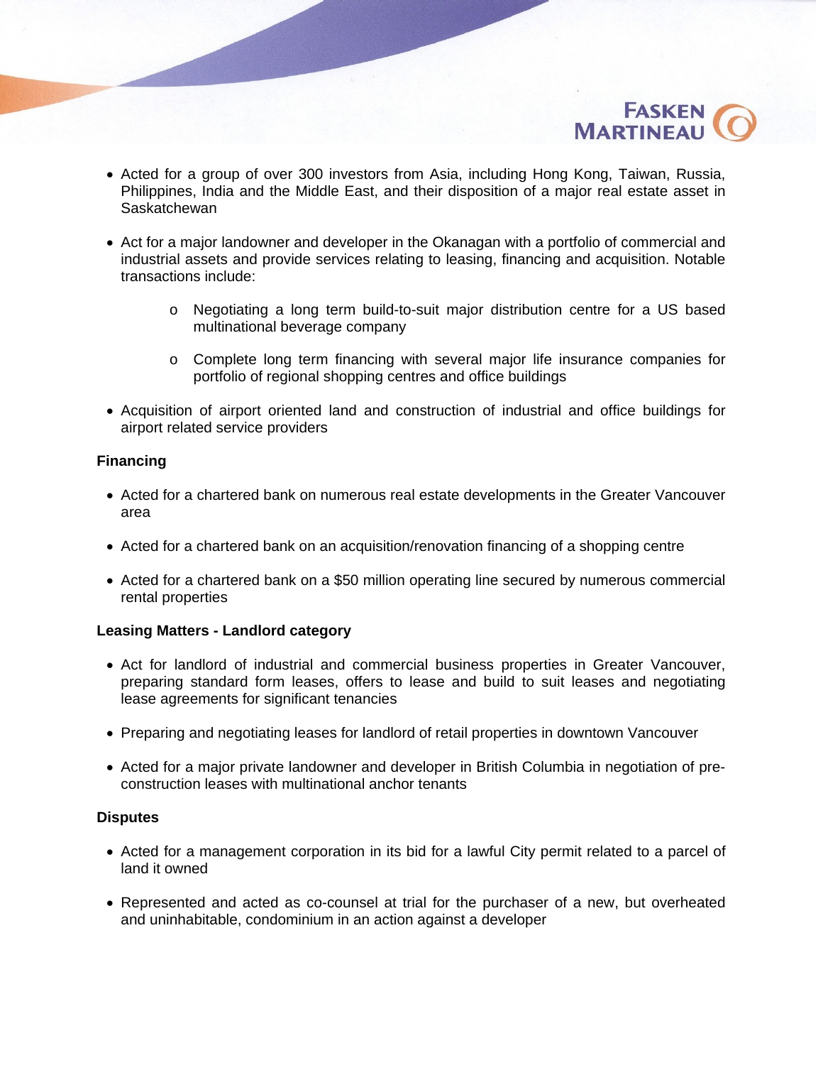- Acted for a group of over 300 investors from Asia, including Hong Kong, Taiwan, Russia, Philippines, India and the Middle East, and their disposition of a major real estate asset in Saskatchewan

- Act for a major landowner and developer in the Okanagan with a portfolio of commercial and industrial assets and provide services relating to leasing, financing and acquisition. Notable transactions include:

  - Negotiating a long term build-to-suit major distribution centre for a US based multinational beverage company

  - Complete long term financing with several major life insurance companies for portfolio of regional shopping centres and office buildings

- Acquisition of airport oriented land and construction of industrial and office buildings for airport related service providers

**Financing**

- Acted for a chartered bank on numerous real estate developments in the Greater Vancouver area

- Acted for a chartered bank on an acquisition/renovation financing of a shopping centre

- Acted for a chartered bank on a $50 million operating line secured by numerous commercial rental properties

**Leasing Matters - Landlord category**

- Act for landlord of industrial and commercial business properties in Greater Vancouver, preparing standard form leases, offers to lease and build to suit leases and negotiating lease agreements for significant tenancies

- Preparing and negotiating leases for landlord of retail properties in downtown Vancouver

- Acted for a major private landowner and developer in British Columbia in negotiation of pre-construction leases with multinational anchor tenants

**Disputes**

- Acted for a management corporation in its bid for a lawful City permit related to a parcel of land it owned

- Represented and acted as co-counsel at trial for the purchaser of a new, but overheated and uninhabitable, condominium in an action against a developer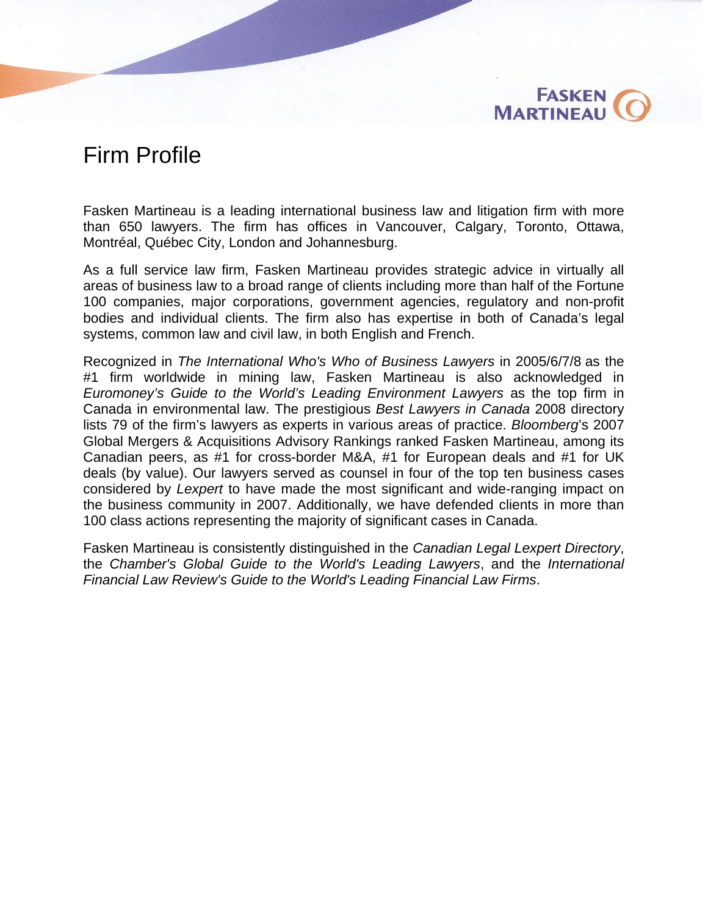# Firm Profile

Fasken Martineau is a leading international business law and litigation firm with more than 650 lawyers. The firm has offices in Vancouver, Calgary, Toronto, Ottawa, Montréal, Québec City, London and Johannesburg.

As a full service law firm, Fasken Martineau provides strategic advice in virtually all areas of business law to a broad range of clients including more than half of the Fortune 100 companies, major corporations, government agencies, regulatory and non-profit bodies and individual clients. The firm also has expertise in both of Canada's legal systems, common law and civil law, in both English and French.

Recognized in *The International Who's Who of Business Lawyers* in 2005/6/7/8 as the #1 firm worldwide in mining law, Fasken Martineau is also acknowledged in *Euromoney's Guide to the World's Leading Environment Lawyers* as the top firm in Canada in environmental law. The prestigious *Best Lawyers in Canada* 2008 directory lists 79 of the firm's lawyers as experts in various areas of practice. *Bloomberg*'s 2007 Global Mergers & Acquisitions Advisory Rankings ranked Fasken Martineau, among its Canadian peers, as #1 for cross-border M&A, #1 for European deals and #1 for UK deals (by value). Our lawyers served as counsel in four of the top ten business cases considered by *Lexpert* to have made the most significant and wide-ranging impact on the business community in 2007. Additionally, we have defended clients in more than 100 class actions representing the majority of significant cases in Canada.

Fasken Martineau is consistently distinguished in the *Canadian Legal Lexpert Directory*, the *Chamber's Global Guide to the World's Leading Lawyers*, and the *International Financial Law Review's Guide to the World's Leading Financial Law Firms*.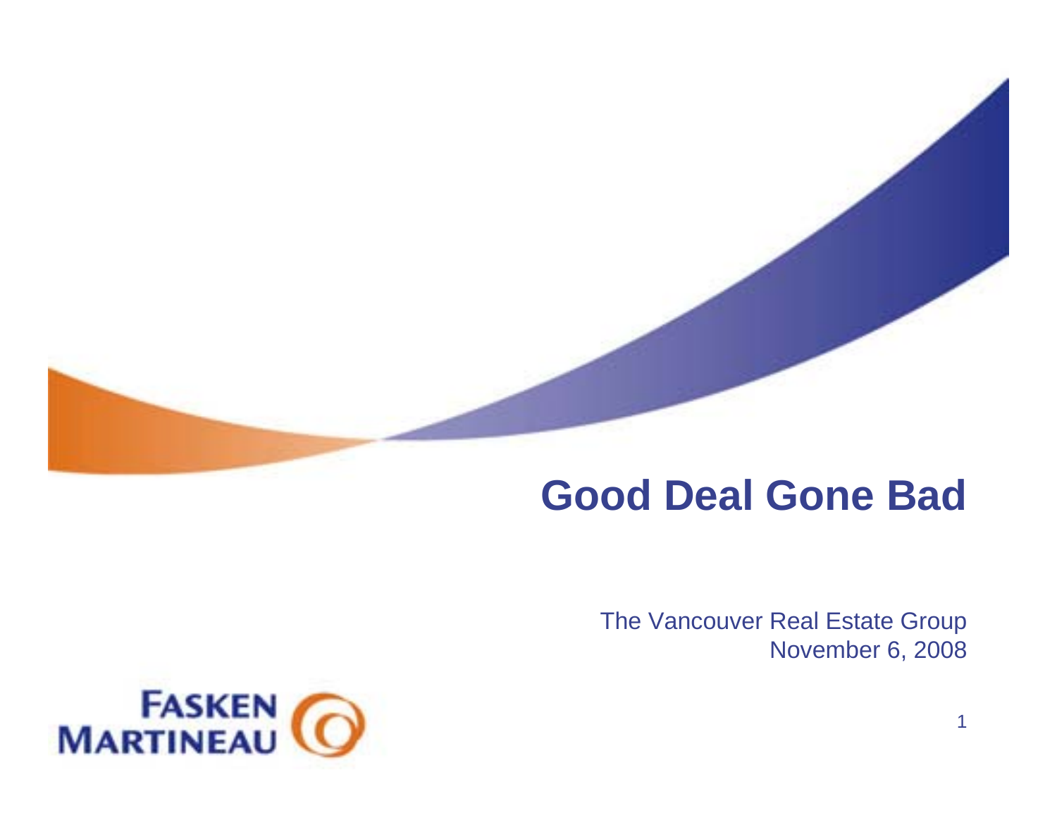# Good Deal Gone Bad

The Vancouver Real Estate Group
November 6, 2008

FASKEN MARTINEAU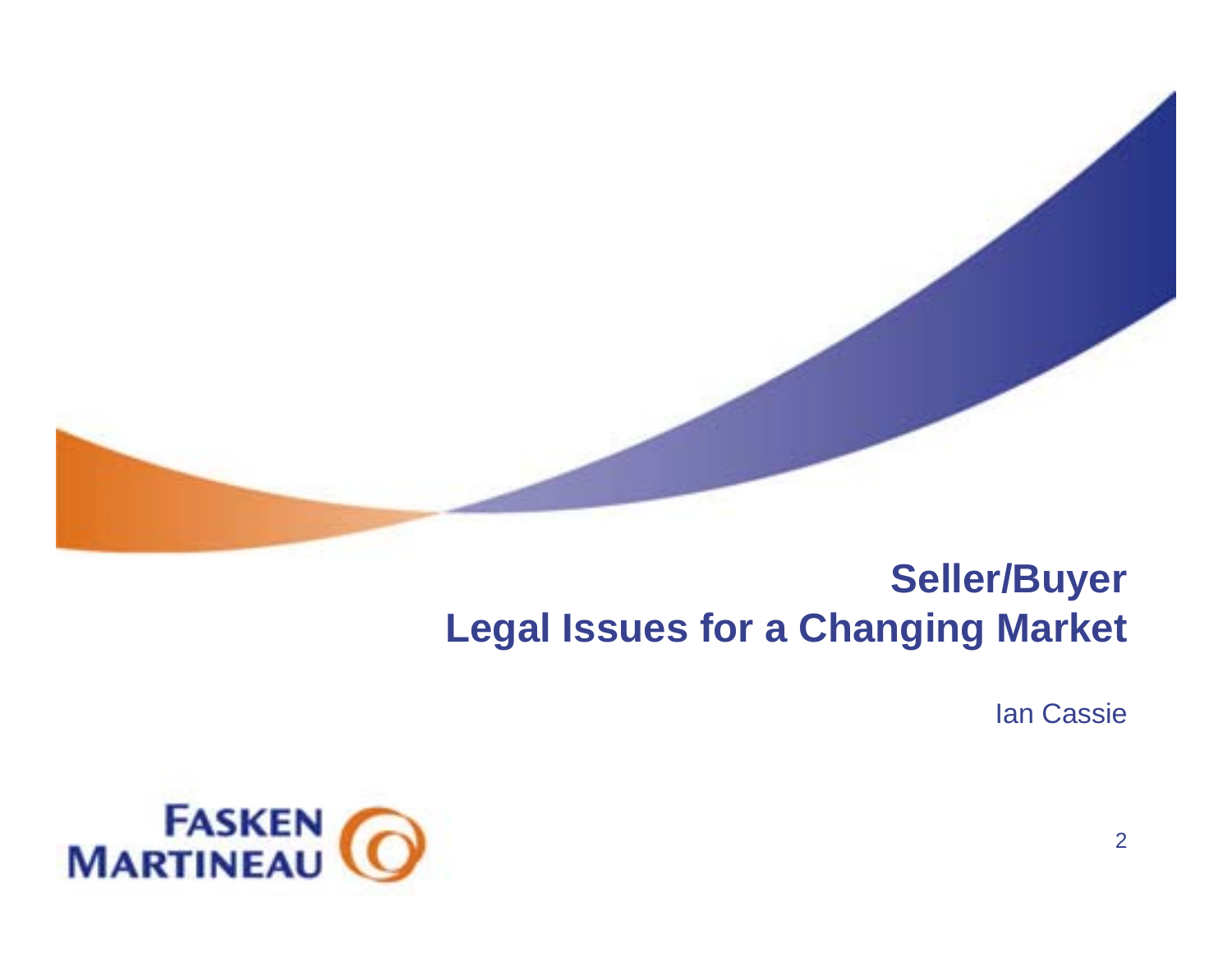# Seller/Buyer
# Legal Issues for a Changing Market

Ian Cassie

FASKEN MARTINEAU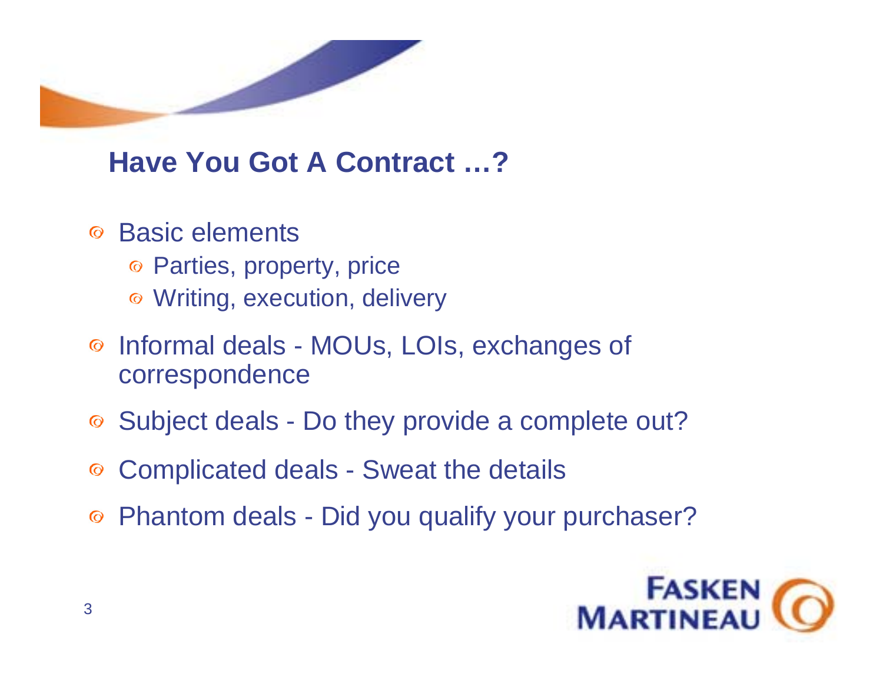## Have You Got A Contract …?

- Basic elements
  - Parties, property, price
  - Writing, execution, delivery
- Informal deals - MOUs, LOIs, exchanges of correspondence
- Subject deals - Do they provide a complete out?
- Complicated deals - Sweat the details
- Phantom deals - Did you qualify your purchaser?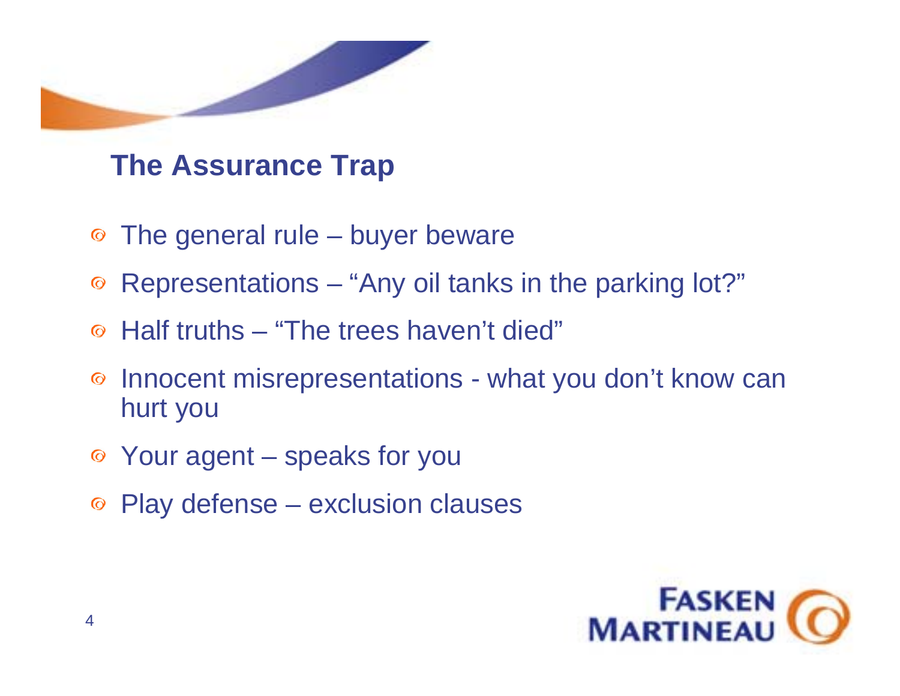## The Assurance Trap

- The general rule – buyer beware
- Representations – “Any oil tanks in the parking lot?”
- Half truths – “The trees haven’t died”
- Innocent misrepresentations - what you don’t know can hurt you
- Your agent – speaks for you
- Play defense – exclusion clauses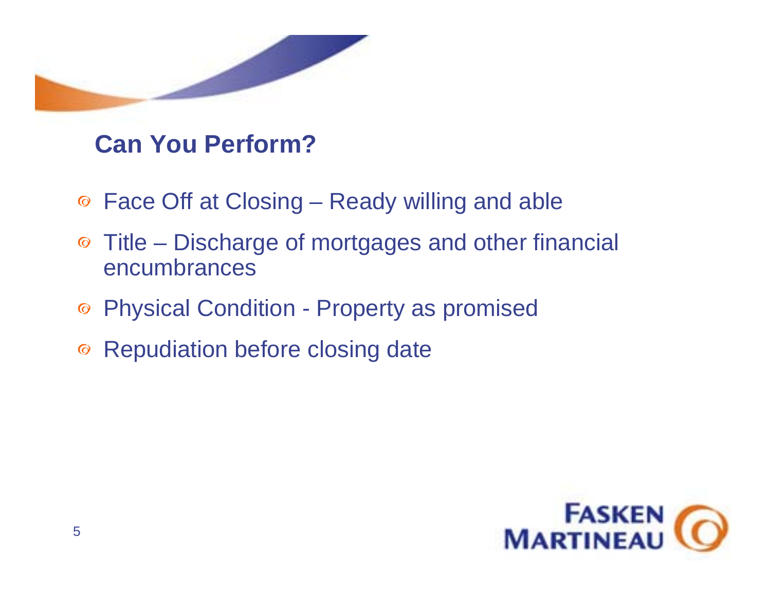## Can You Perform?

- Face Off at Closing – Ready willing and able
- Title – Discharge of mortgages and other financial encumbrances
- Physical Condition - Property as promised
- Repudiation before closing date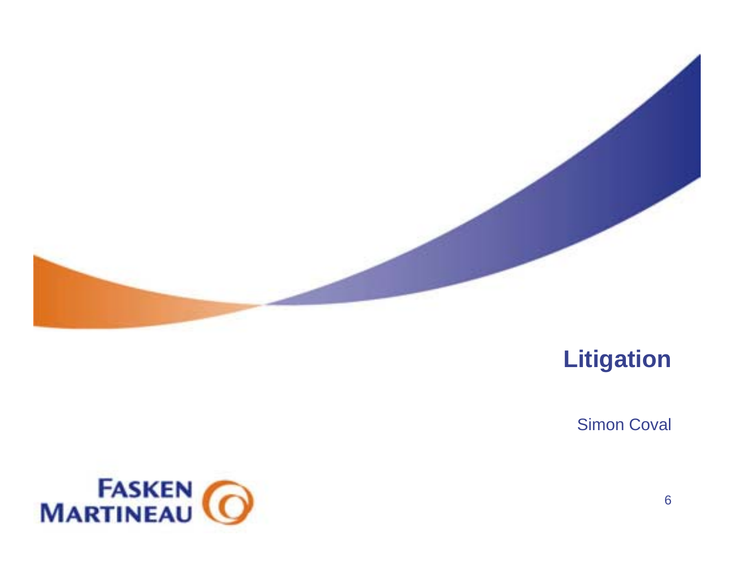# Litigation

Simon Coval

FASKEN MARTINEAU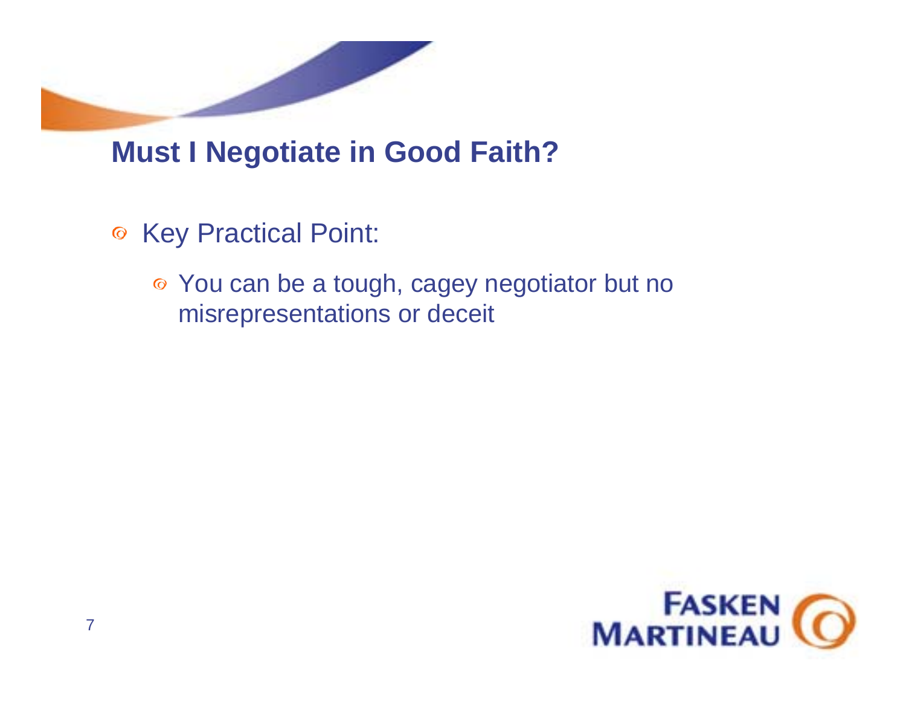# Must I Negotiate in Good Faith?

- Key Practical Point:
  - You can be a tough, cagey negotiator but no misrepresentations or deceit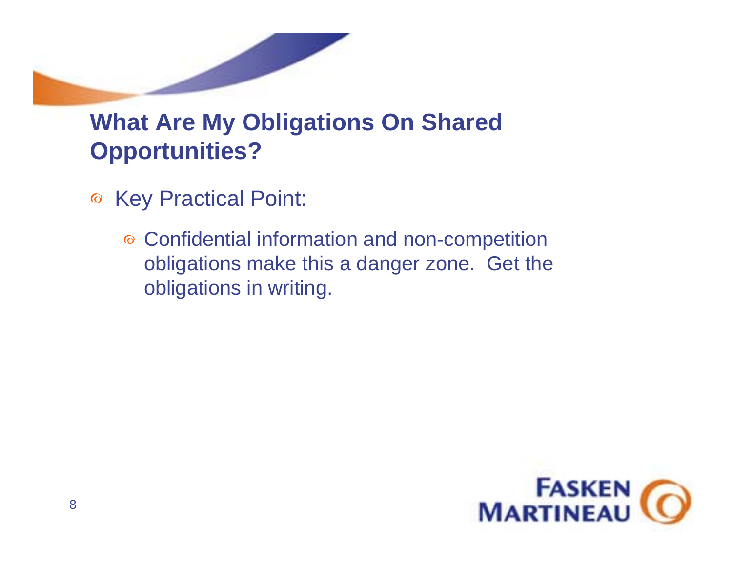## What Are My Obligations On Shared Opportunities?

- Key Practical Point:
  - Confidential information and non-competition obligations make this a danger zone. Get the obligations in writing.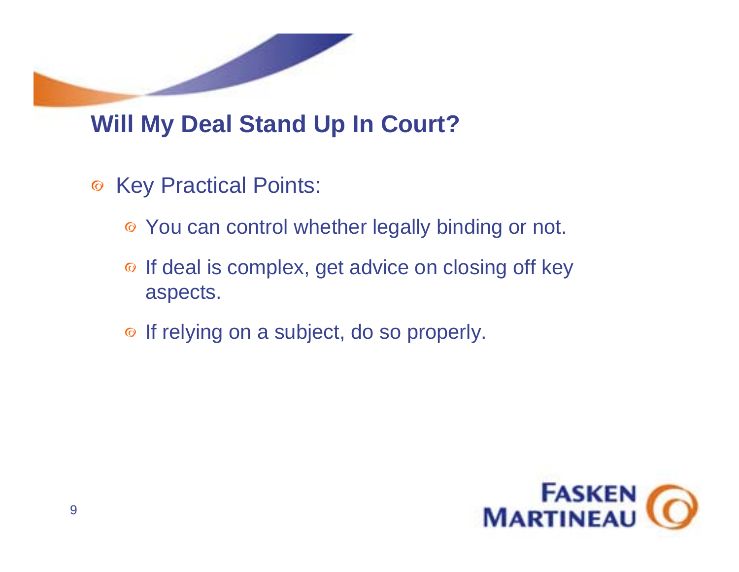## Will My Deal Stand Up In Court?

- Key Practical Points:
  - You can control whether legally binding or not.
  - If deal is complex, get advice on closing off key aspects.
  - If relying on a subject, do so properly.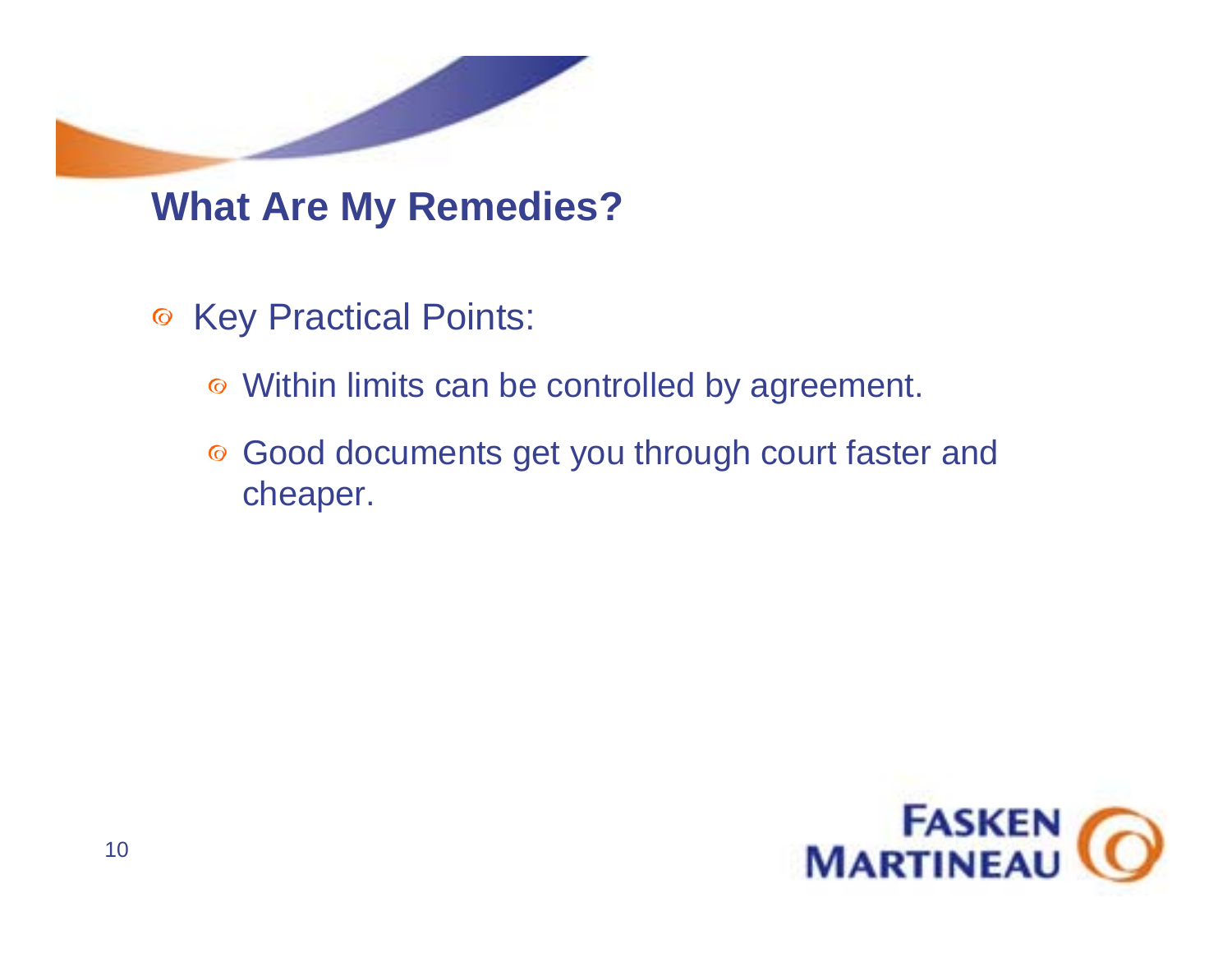## What Are My Remedies?

- Key Practical Points:
  - Within limits can be controlled by agreement.
  - Good documents get you through court faster and cheaper.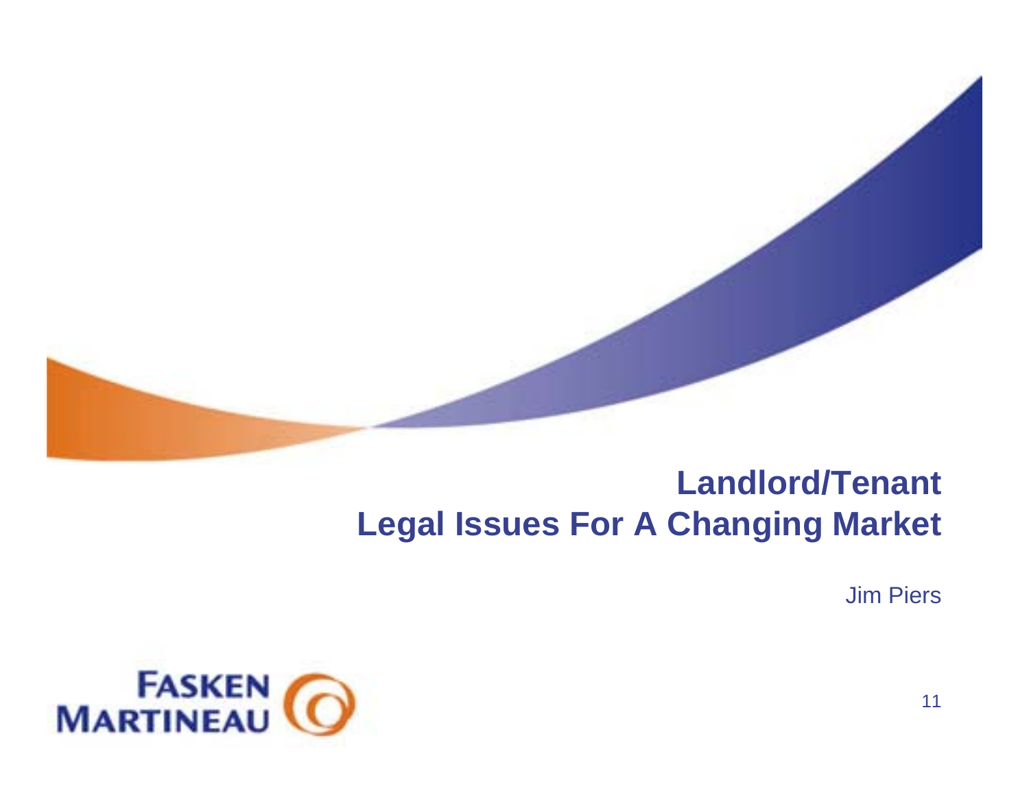# Landlord/Tenant
# Legal Issues For A Changing Market

Jim Piers

FASKEN MARTINEAU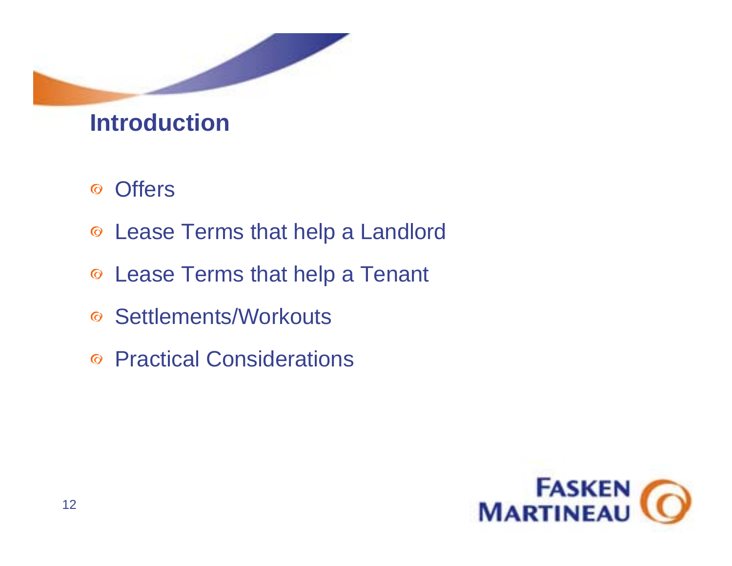## Introduction

- Offers
- Lease Terms that help a Landlord
- Lease Terms that help a Tenant
- Settlements/Workouts
- Practical Considerations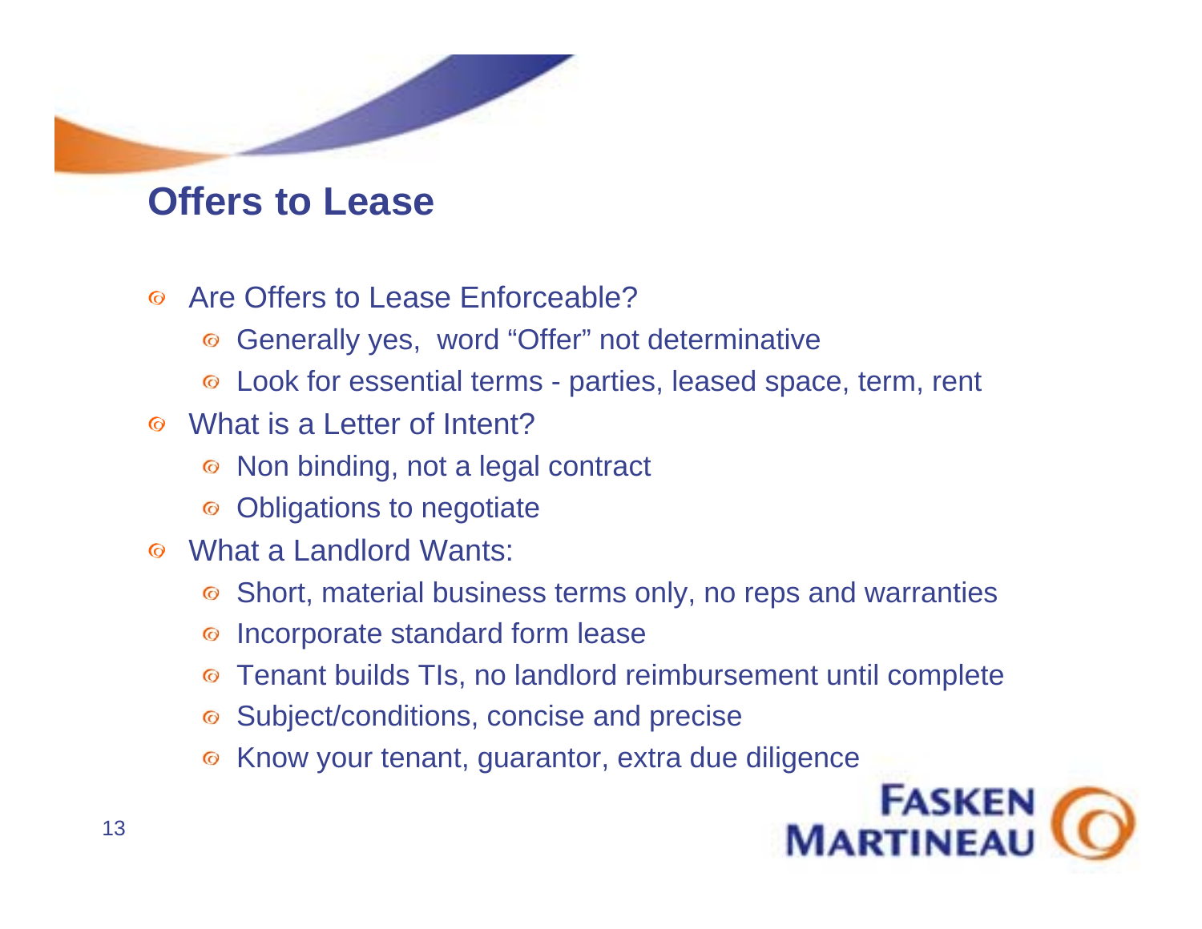## Offers to Lease

- Are Offers to Lease Enforceable?
  - Generally yes, word "Offer" not determinative
  - Look for essential terms - parties, leased space, term, rent
- What is a Letter of Intent?
  - Non binding, not a legal contract
  - Obligations to negotiate
- What a Landlord Wants:
  - Short, material business terms only, no reps and warranties
  - Incorporate standard form lease
  - Tenant builds TIs, no landlord reimbursement until complete
  - Subject/conditions, concise and precise
  - Know your tenant, guarantor, extra due diligence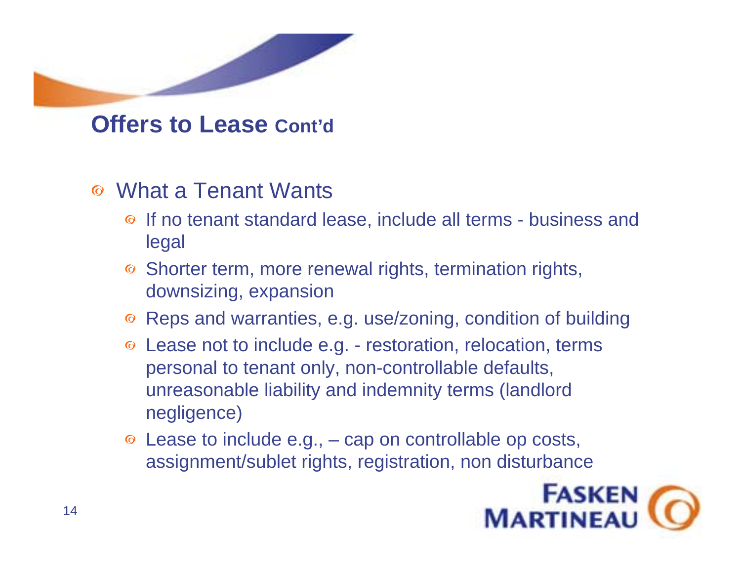## Offers to Lease Cont'd

- What a Tenant Wants
  - If no tenant standard lease, include all terms - business and legal
  - Shorter term, more renewal rights, termination rights, downsizing, expansion
  - Reps and warranties, e.g. use/zoning, condition of building
  - Lease not to include e.g. - restoration, relocation, terms personal to tenant only, non-controllable defaults, unreasonable liability and indemnity terms (landlord negligence)
  - Lease to include e.g., – cap on controllable op costs, assignment/sublet rights, registration, non disturbance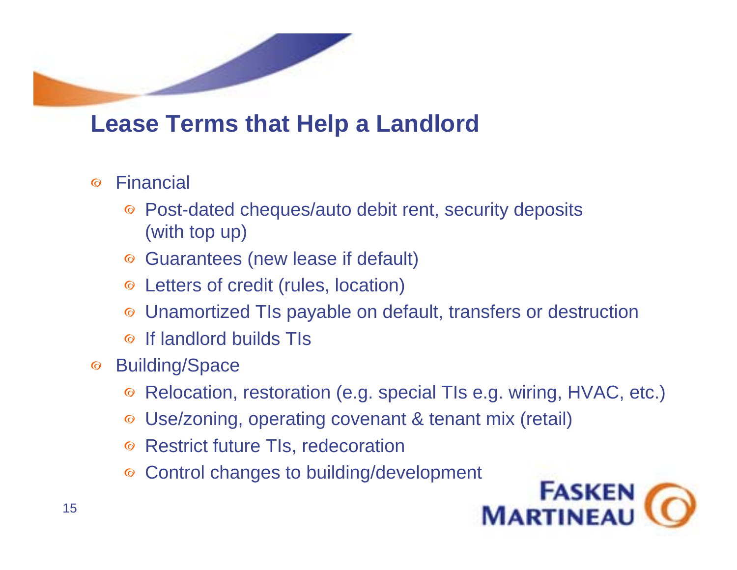# Lease Terms that Help a Landlord

- Financial
  - Post-dated cheques/auto debit rent, security deposits (with top up)
  - Guarantees (new lease if default)
  - Letters of credit (rules, location)
  - Unamortized TIs payable on default, transfers or destruction
  - If landlord builds TIs
- Building/Space
  - Relocation, restoration (e.g. special TIs e.g. wiring, HVAC, etc.)
  - Use/zoning, operating covenant & tenant mix (retail)
  - Restrict future TIs, redecoration
  - Control changes to building/development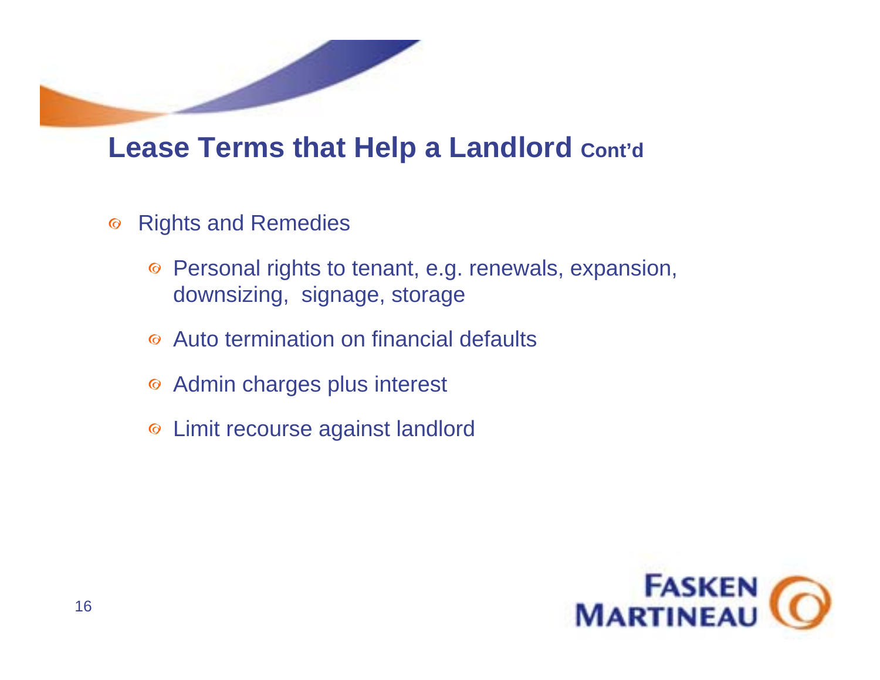## Lease Terms that Help a Landlord Cont'd

- Rights and Remedies
  - Personal rights to tenant, e.g. renewals, expansion, downsizing, signage, storage
  - Auto termination on financial defaults
  - Admin charges plus interest
  - Limit recourse against landlord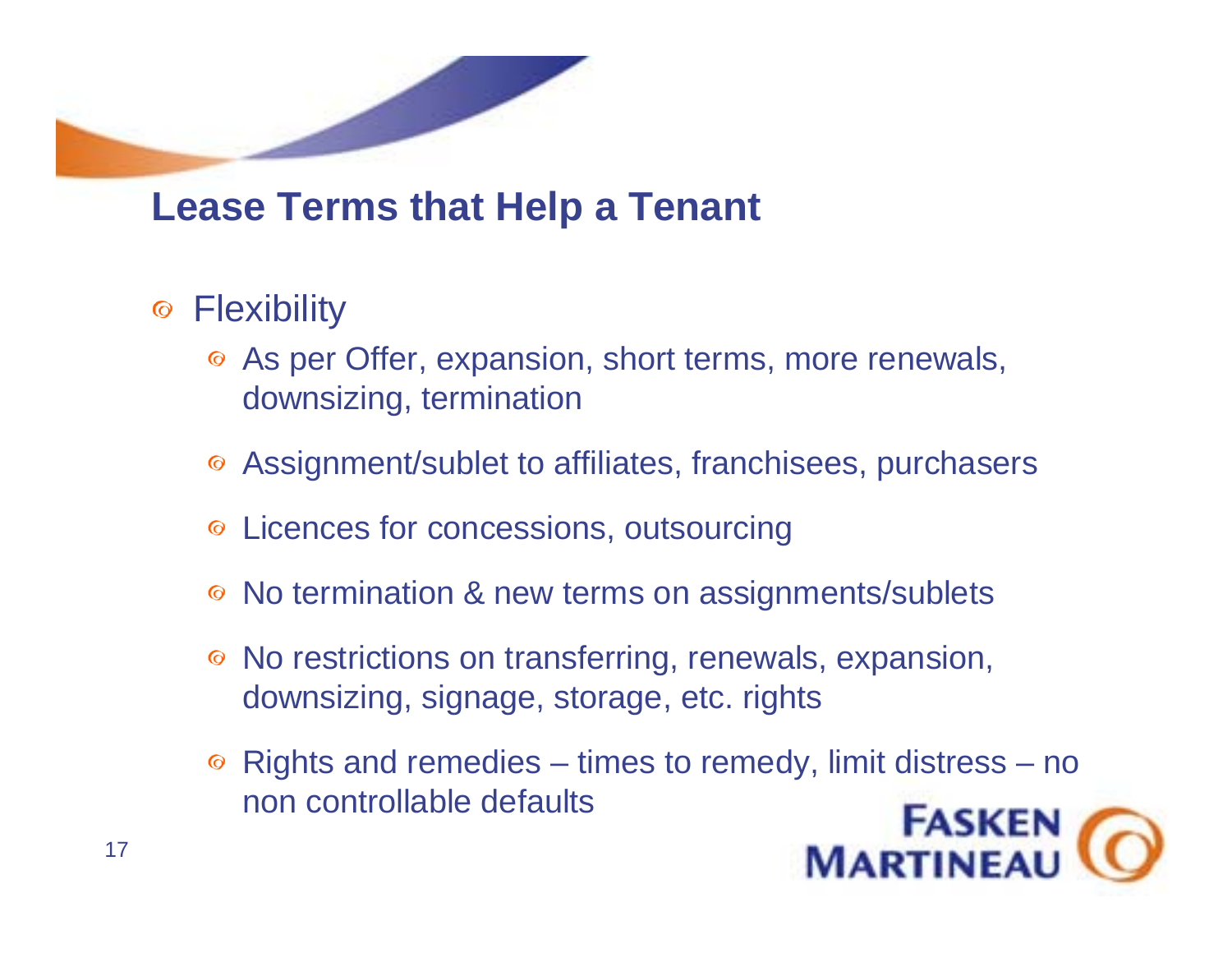## Lease Terms that Help a Tenant

- Flexibility
  - As per Offer, expansion, short terms, more renewals, downsizing, termination
  - Assignment/sublet to affiliates, franchisees, purchasers
  - Licences for concessions, outsourcing
  - No termination & new terms on assignments/sublets
  - No restrictions on transferring, renewals, expansion, downsizing, signage, storage, etc. rights
  - Rights and remedies – times to remedy, limit distress – no non controllable defaults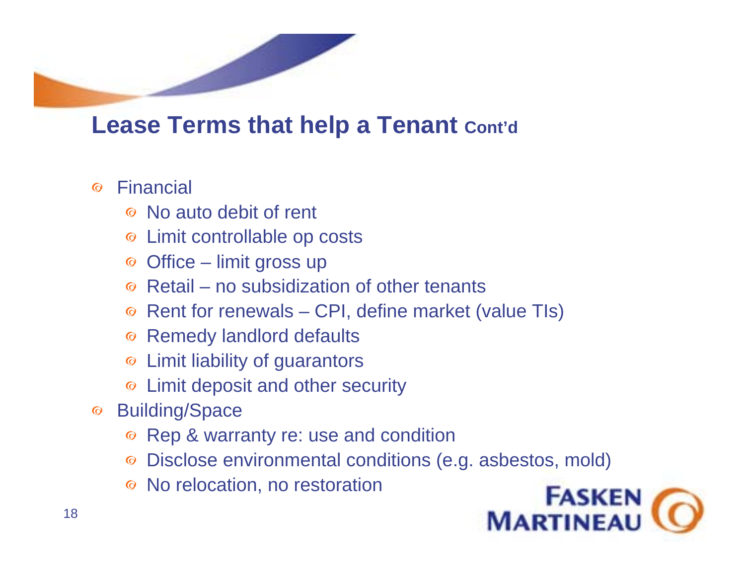## Lease Terms that help a Tenant Cont'd

- Financial
  - No auto debit of rent
  - Limit controllable op costs
  - Office – limit gross up
  - Retail – no subsidization of other tenants
  - Rent for renewals – CPI, define market (value TIs)
  - Remedy landlord defaults
  - Limit liability of guarantors
  - Limit deposit and other security
- Building/Space
  - Rep & warranty re: use and condition
  - Disclose environmental conditions (e.g. asbestos, mold)
  - No relocation, no restoration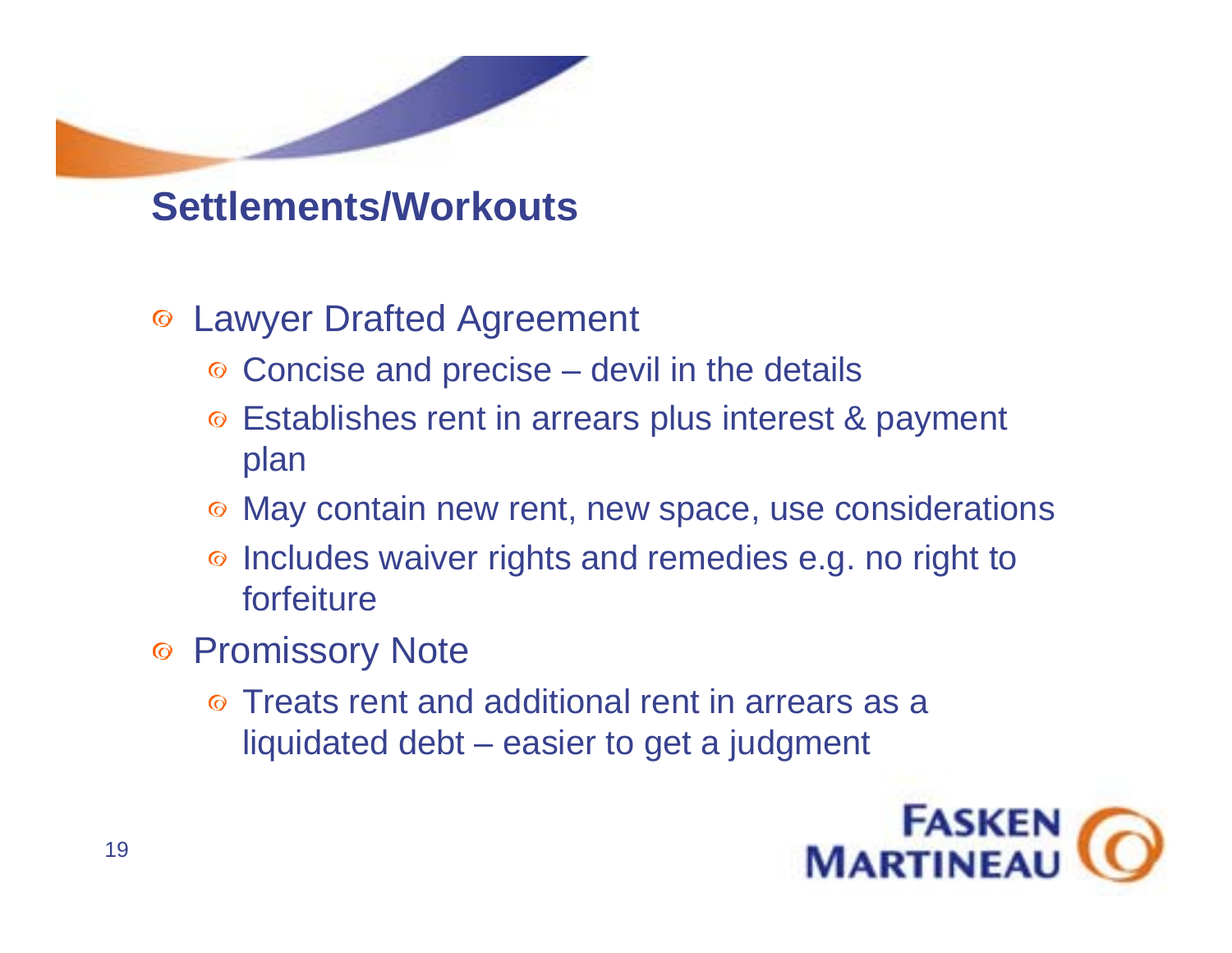## Settlements/Workouts

- Lawyer Drafted Agreement
  - Concise and precise – devil in the details
  - Establishes rent in arrears plus interest & payment plan
  - May contain new rent, new space, use considerations
  - Includes waiver rights and remedies e.g. no right to forfeiture
- Promissory Note
  - Treats rent and additional rent in arrears as a liquidated debt – easier to get a judgment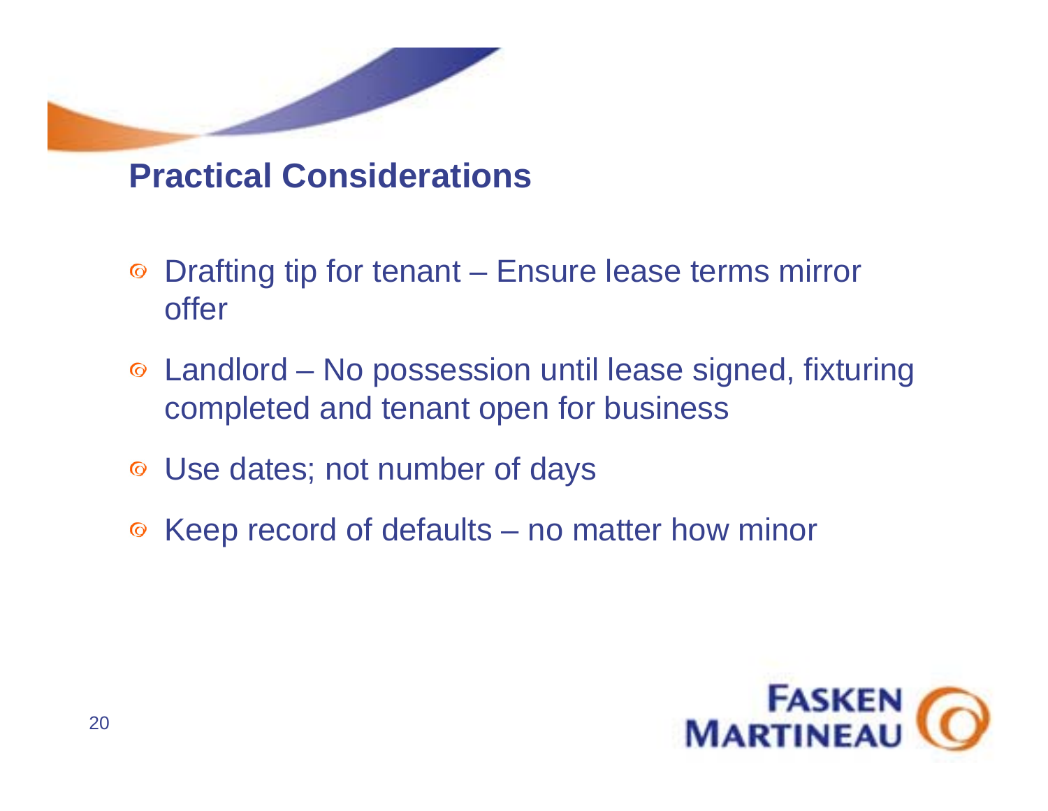## Practical Considerations

- Drafting tip for tenant – Ensure lease terms mirror offer
- Landlord – No possession until lease signed, fixturing completed and tenant open for business
- Use dates; not number of days
- Keep record of defaults – no matter how minor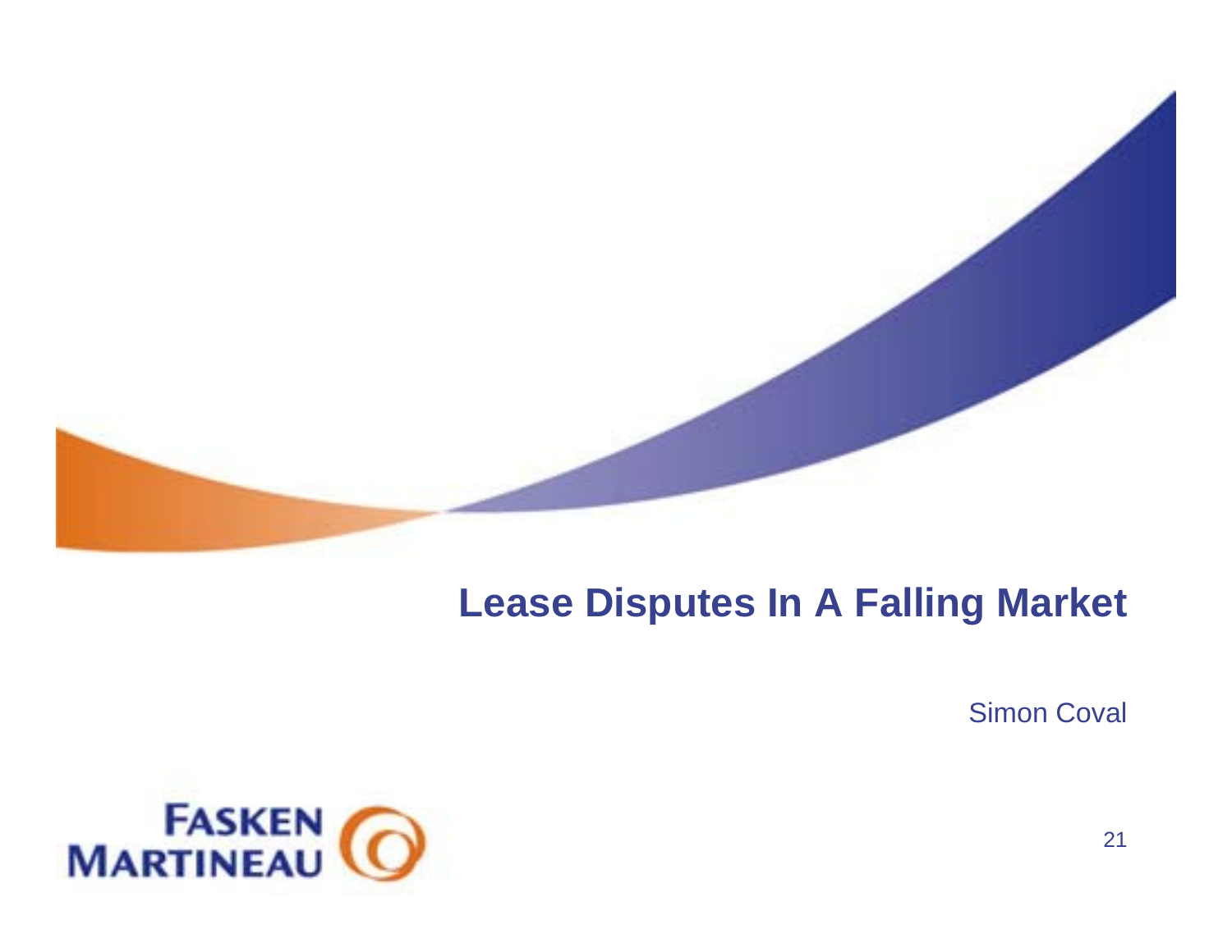# Lease Disputes In A Falling Market

Simon Coval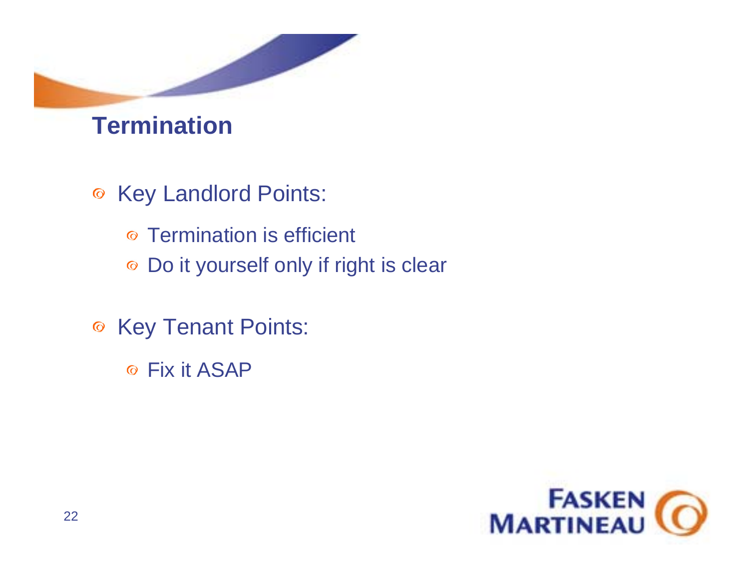# Termination

- Key Landlord Points:
  - Termination is efficient
  - Do it yourself only if right is clear
- Key Tenant Points:
  - Fix it ASAP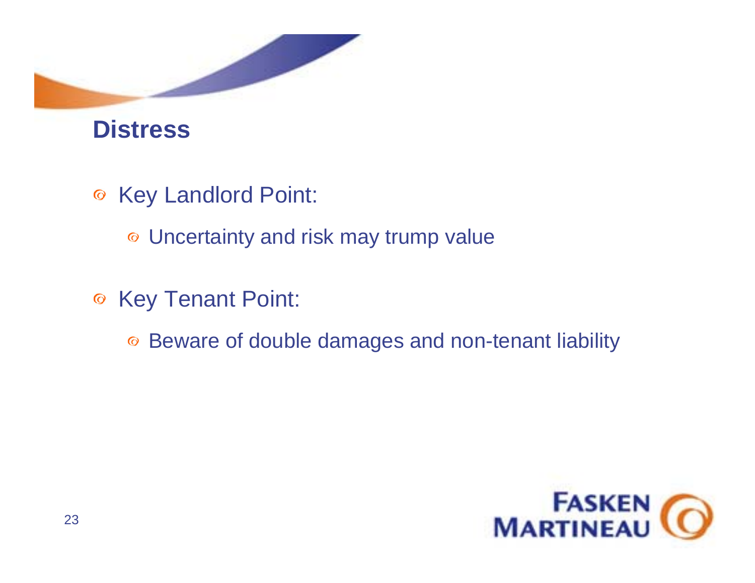## Distress

- Key Landlord Point:
  - Uncertainty and risk may trump value
- Key Tenant Point:
  - Beware of double damages and non-tenant liability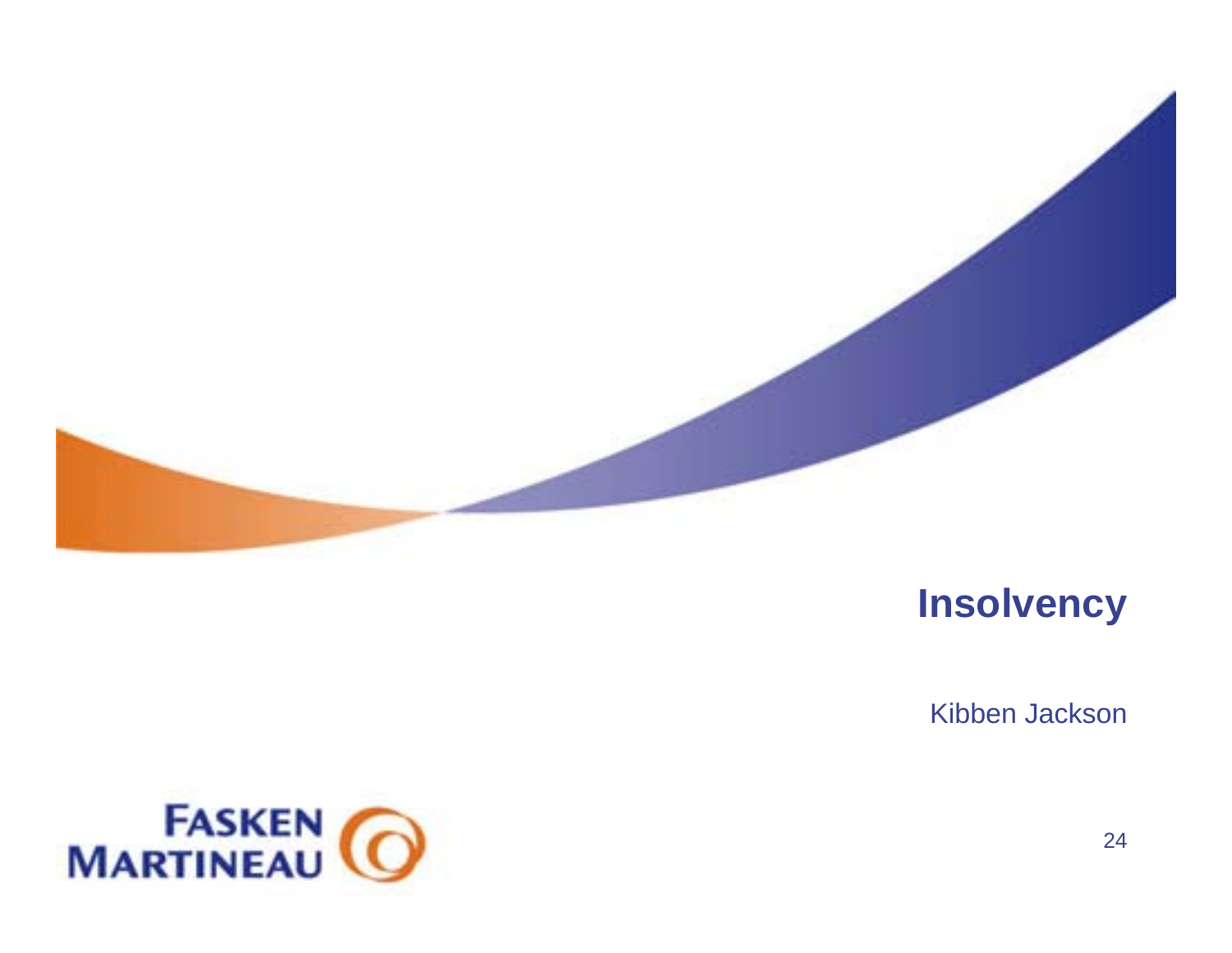# Insolvency

Kibben Jackson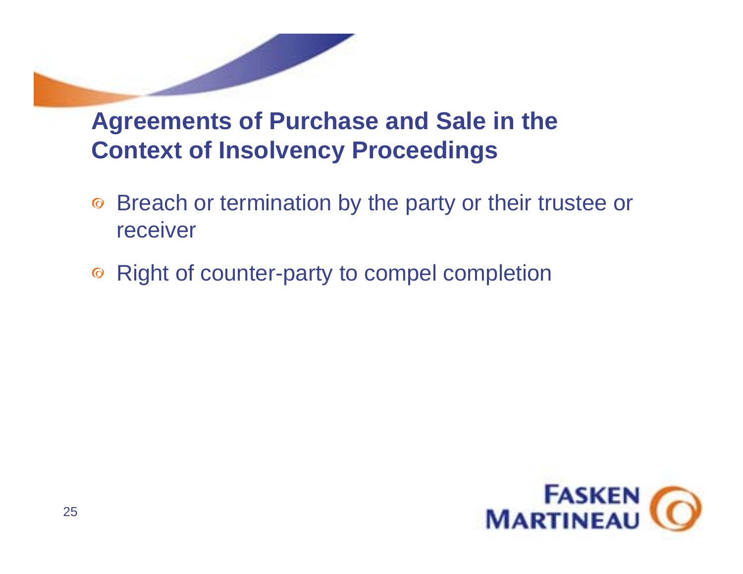## Agreements of Purchase and Sale in the Context of Insolvency Proceedings

- Breach or termination by the party or their trustee or receiver
- Right of counter-party to compel completion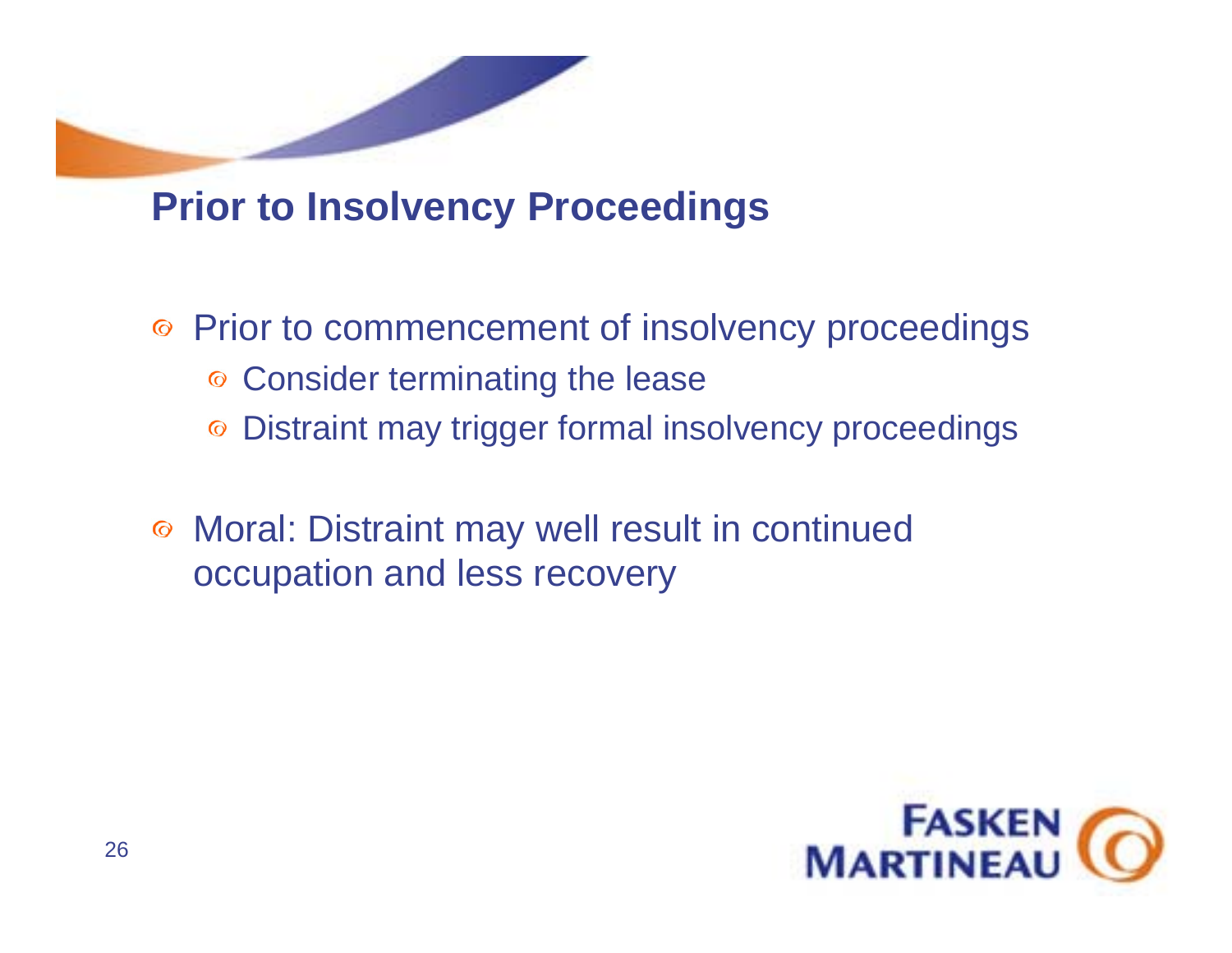## Prior to Insolvency Proceedings

- Prior to commencement of insolvency proceedings
  - Consider terminating the lease
  - Distraint may trigger formal insolvency proceedings

- Moral: Distraint may well result in continued occupation and less recovery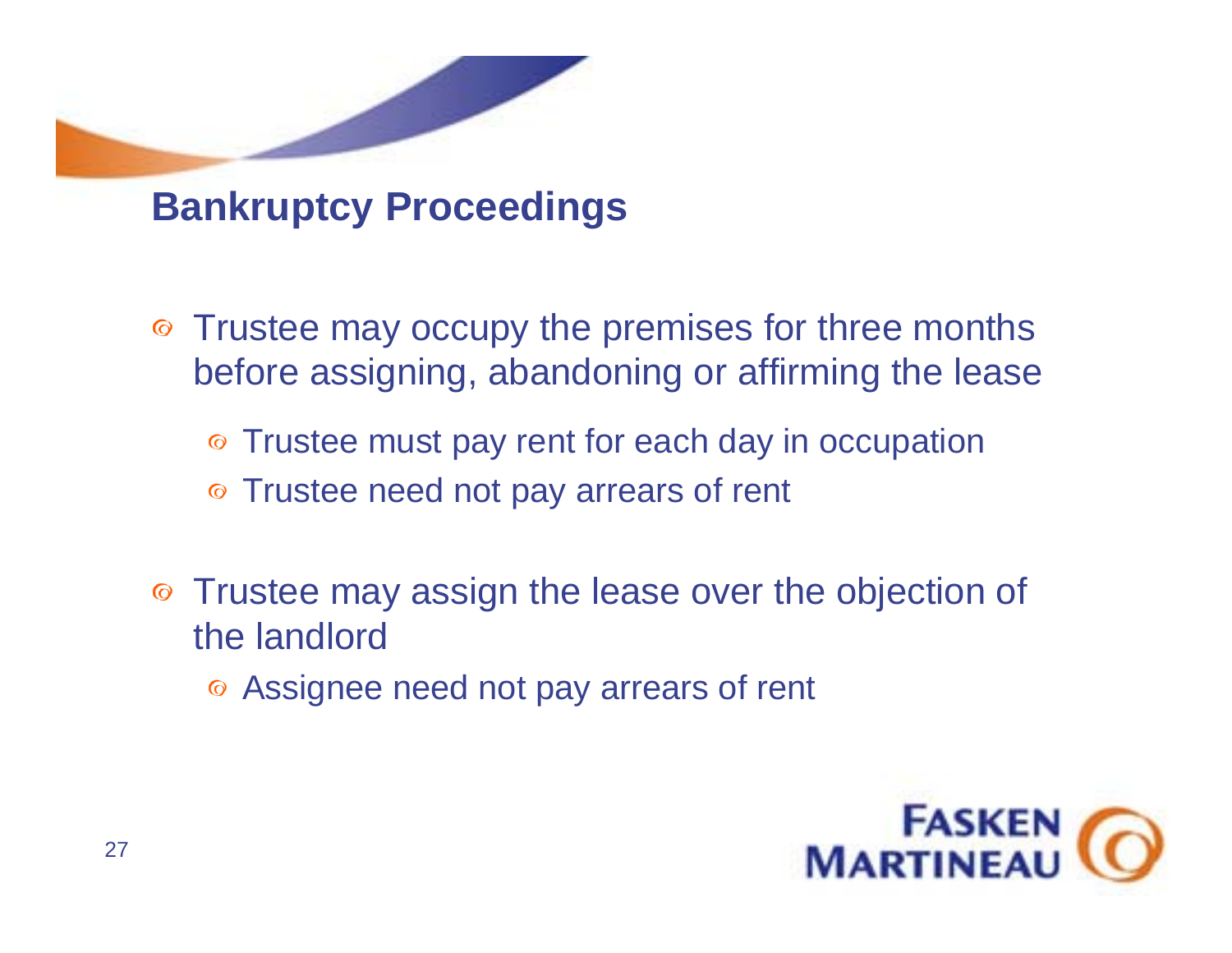## Bankruptcy Proceedings

- Trustee may occupy the premises for three months before assigning, abandoning or affirming the lease
  - Trustee must pay rent for each day in occupation
  - Trustee need not pay arrears of rent
- Trustee may assign the lease over the objection of the landlord
  - Assignee need not pay arrears of rent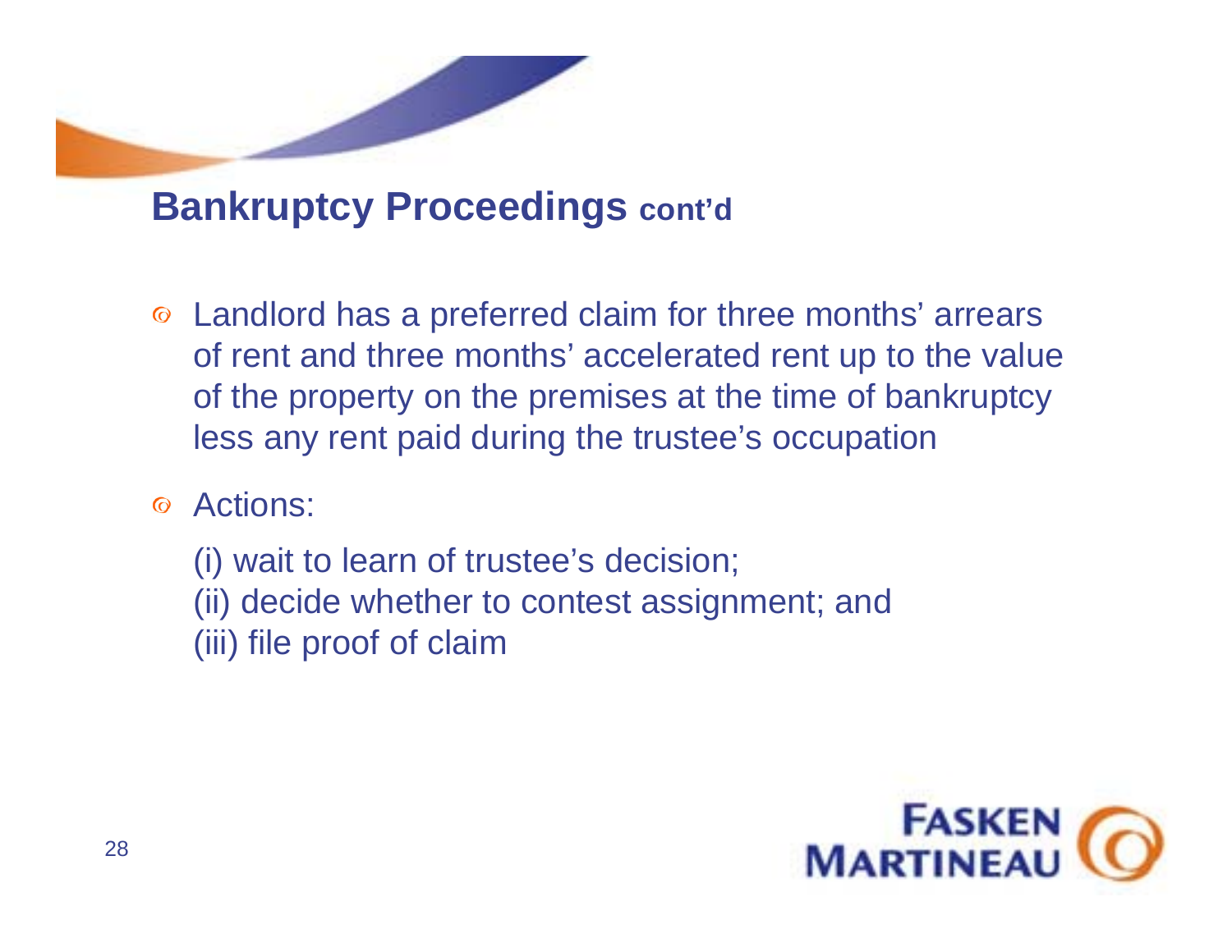## Bankruptcy Proceedings cont'd

- Landlord has a preferred claim for three months' arrears of rent and three months' accelerated rent up to the value of the property on the premises at the time of bankruptcy less any rent paid during the trustee's occupation
- Actions:

  (i) wait to learn of trustee's decision;
  (ii) decide whether to contest assignment; and
  (iii) file proof of claim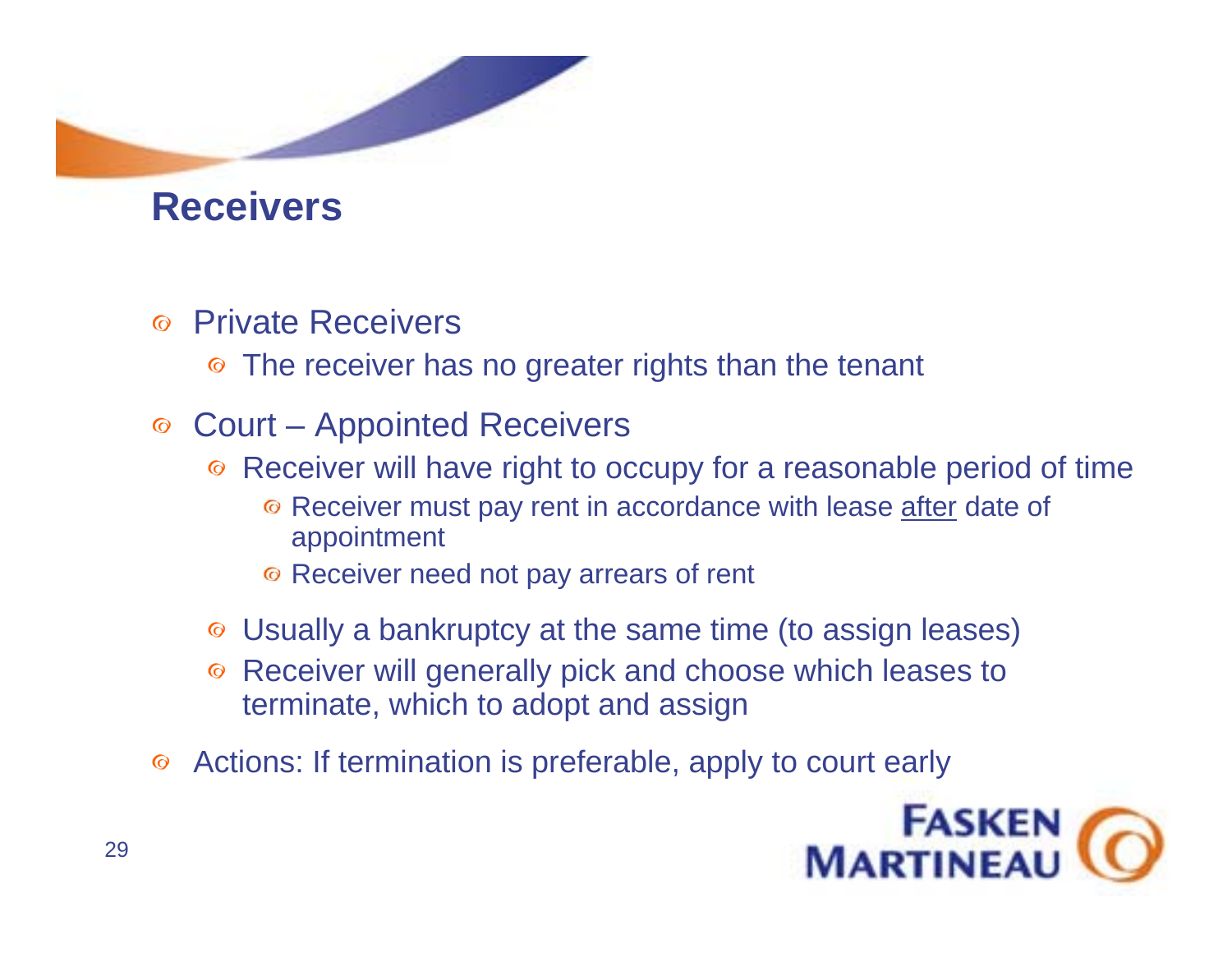## Receivers

- Private Receivers
  - The receiver has no greater rights than the tenant
- Court – Appointed Receivers
  - Receiver will have right to occupy for a reasonable period of time
    - Receiver must pay rent in accordance with lease <u>after</u> date of appointment
    - Receiver need not pay arrears of rent
  - Usually a bankruptcy at the same time (to assign leases)
  - Receiver will generally pick and choose which leases to terminate, which to adopt and assign
- Actions: If termination is preferable, apply to court early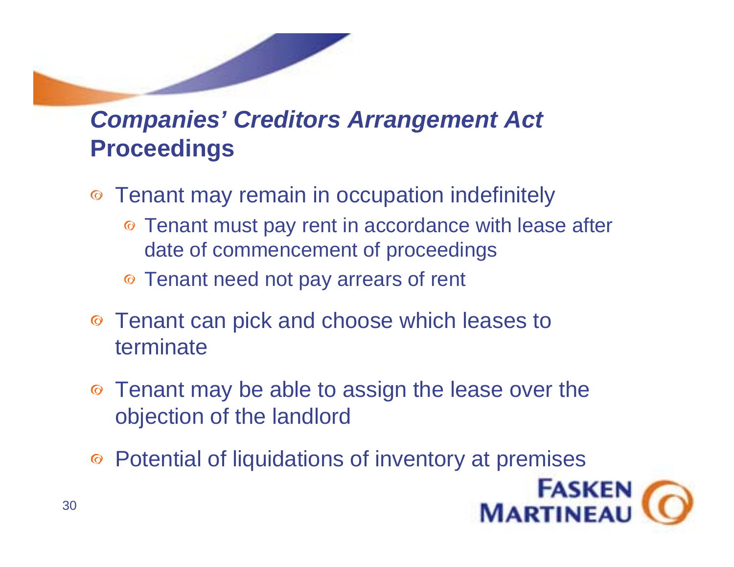## *Companies' Creditors Arrangement Act* Proceedings

- Tenant may remain in occupation indefinitely
  - Tenant must pay rent in accordance with lease after date of commencement of proceedings
  - Tenant need not pay arrears of rent
- Tenant can pick and choose which leases to terminate
- Tenant may be able to assign the lease over the objection of the landlord
- Potential of liquidations of inventory at premises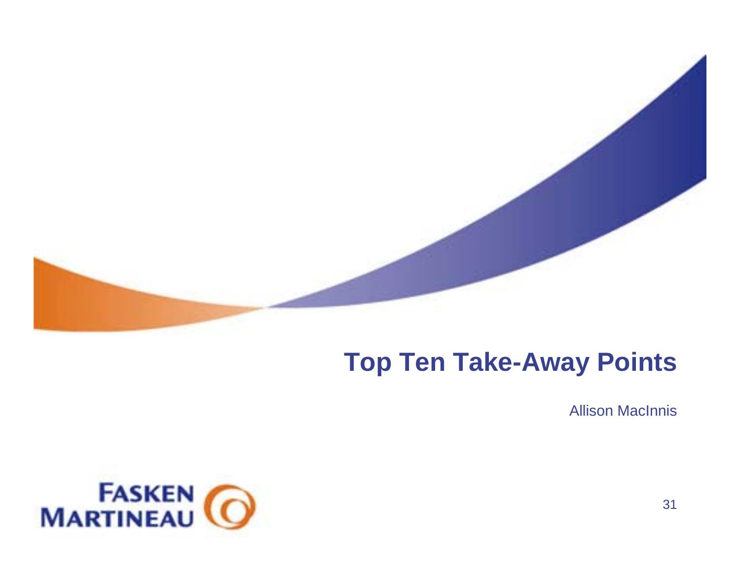# Top Ten Take-Away Points

Allison MacInnis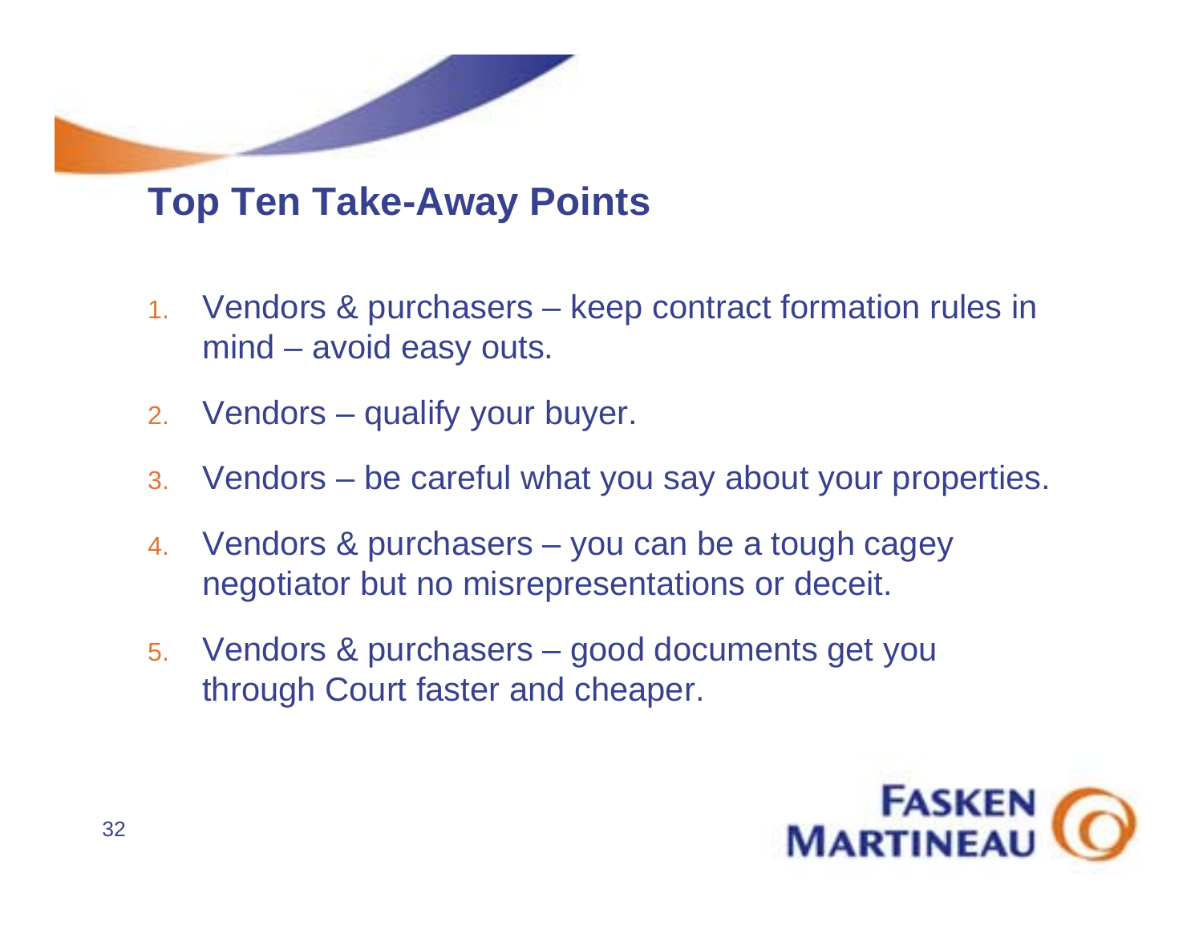## Top Ten Take-Away Points

1. Vendors & purchasers – keep contract formation rules in mind – avoid easy outs.
2. Vendors – qualify your buyer.
3. Vendors – be careful what you say about your properties.
4. Vendors & purchasers – you can be a tough cagey negotiator but no misrepresentations or deceit.
5. Vendors & purchasers – good documents get you through Court faster and cheaper.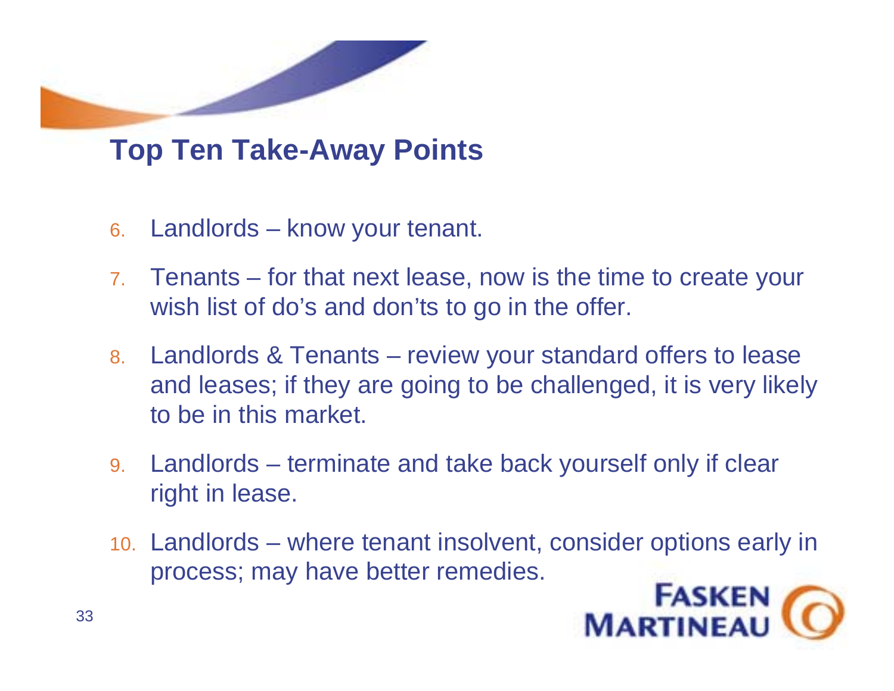## Top Ten Take-Away Points

6. Landlords – know your tenant.
7. Tenants – for that next lease, now is the time to create your wish list of do's and don'ts to go in the offer.
8. Landlords & Tenants – review your standard offers to lease and leases; if they are going to be challenged, it is very likely to be in this market.
9. Landlords – terminate and take back yourself only if clear right in lease.
10. Landlords – where tenant insolvent, consider options early in process; may have better remedies.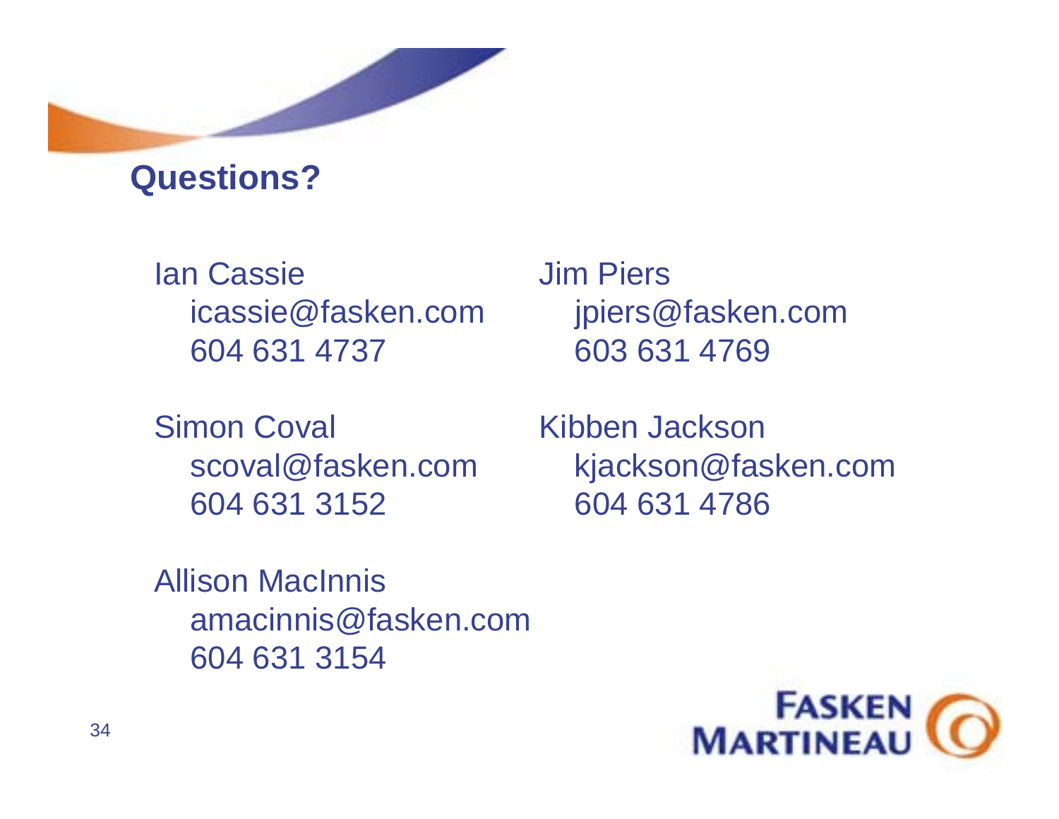## Questions?

Ian Cassie
icassie@fasken.com
604 631 4737

Jim Piers
jpiers@fasken.com
603 631 4769

Simon Coval
scoval@fasken.com
604 631 3152

Kibben Jackson
kjackson@fasken.com
604 631 4786

Allison MacInnis
amacinnis@fasken.com
604 631 3154

FASKEN MARTINEAU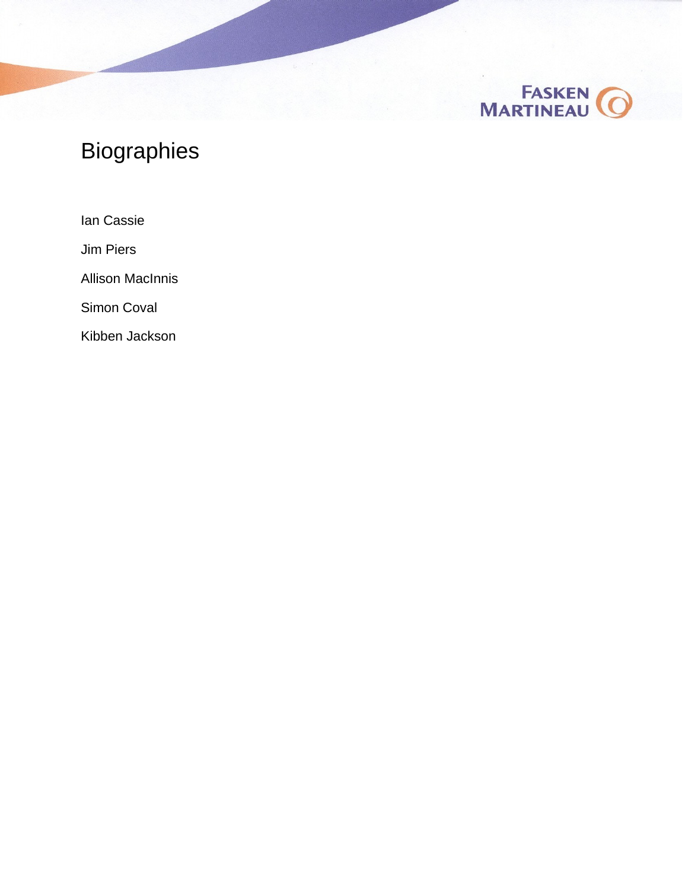# Biographies

Ian Cassie

Jim Piers

Allison MacInnis

Simon Coval

Kibben Jackson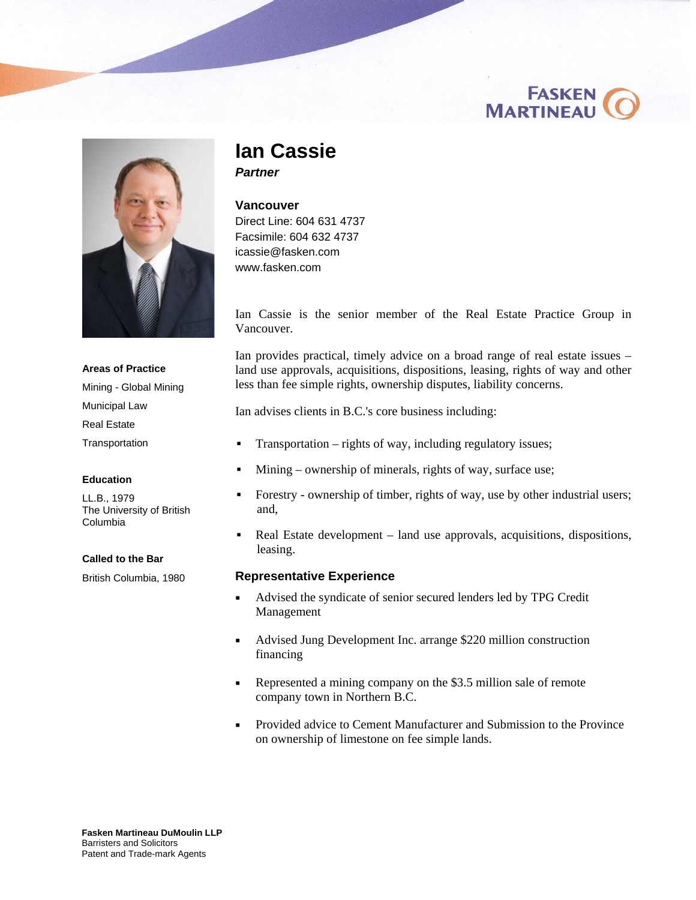FASKEN MARTINEAU

# Ian Cassie

***Partner***

**Vancouver**
Direct Line: 604 631 4737
Facsimile: 604 632 4737
icassie@fasken.com
www.fasken.com

Ian Cassie is the senior member of the Real Estate Practice Group in Vancouver.

Ian provides practical, timely advice on a broad range of real estate issues – land use approvals, acquisitions, dispositions, leasing, rights of way and other less than fee simple rights, ownership disputes, liability concerns.

Ian advises clients in B.C.'s core business including:

- Transportation – rights of way, including regulatory issues;
- Mining – ownership of minerals, rights of way, surface use;
- Forestry - ownership of timber, rights of way, use by other industrial users; and,
- Real Estate development – land use approvals, acquisitions, dispositions, leasing.

### Representative Experience

- Advised the syndicate of senior secured lenders led by TPG Credit Management
- Advised Jung Development Inc. arrange $220 million construction financing
- Represented a mining company on the $3.5 million sale of remote company town in Northern B.C.
- Provided advice to Cement Manufacturer and Submission to the Province on ownership of limestone on fee simple lands.

**Areas of Practice**

Mining - Global Mining
Municipal Law
Real Estate
Transportation

**Education**

LL.B., 1979
The University of British Columbia

**Called to the Bar**

British Columbia, 1980

**Fasken Martineau DuMoulin LLP**
Barristers and Solicitors
Patent and Trade-mark Agents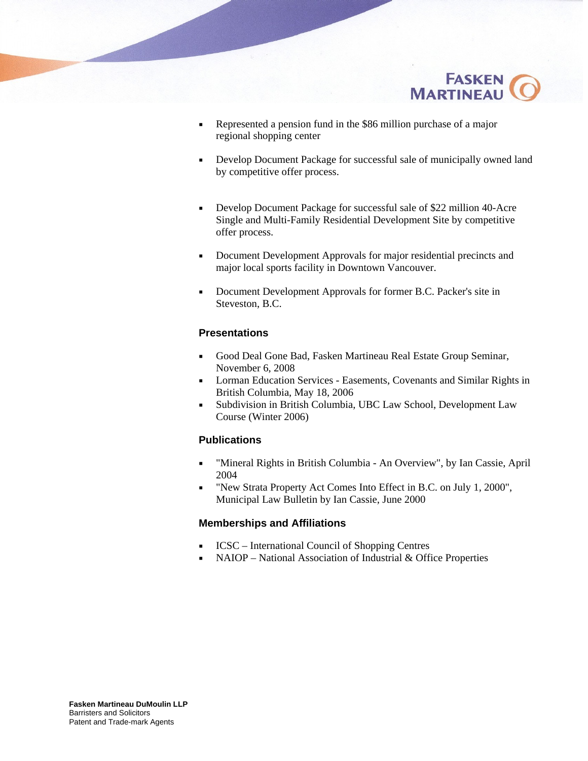- Represented a pension fund in the $86 million purchase of a major regional shopping center

- Develop Document Package for successful sale of municipally owned land by competitive offer process.

- Develop Document Package for successful sale of $22 million 40-Acre Single and Multi-Family Residential Development Site by competitive offer process.

- Document Development Approvals for major residential precincts and major local sports facility in Downtown Vancouver.

- Document Development Approvals for former B.C. Packer's site in Steveston, B.C.

### Presentations

- Good Deal Gone Bad, Fasken Martineau Real Estate Group Seminar, November 6, 2008
- Lorman Education Services - Easements, Covenants and Similar Rights in British Columbia, May 18, 2006
- Subdivision in British Columbia, UBC Law School, Development Law Course (Winter 2006)

### Publications

- "Mineral Rights in British Columbia - An Overview", by Ian Cassie, April 2004
- "New Strata Property Act Comes Into Effect in B.C. on July 1, 2000", Municipal Law Bulletin by Ian Cassie, June 2000

### Memberships and Affiliations

- ICSC – International Council of Shopping Centres
- NAIOP – National Association of Industrial & Office Properties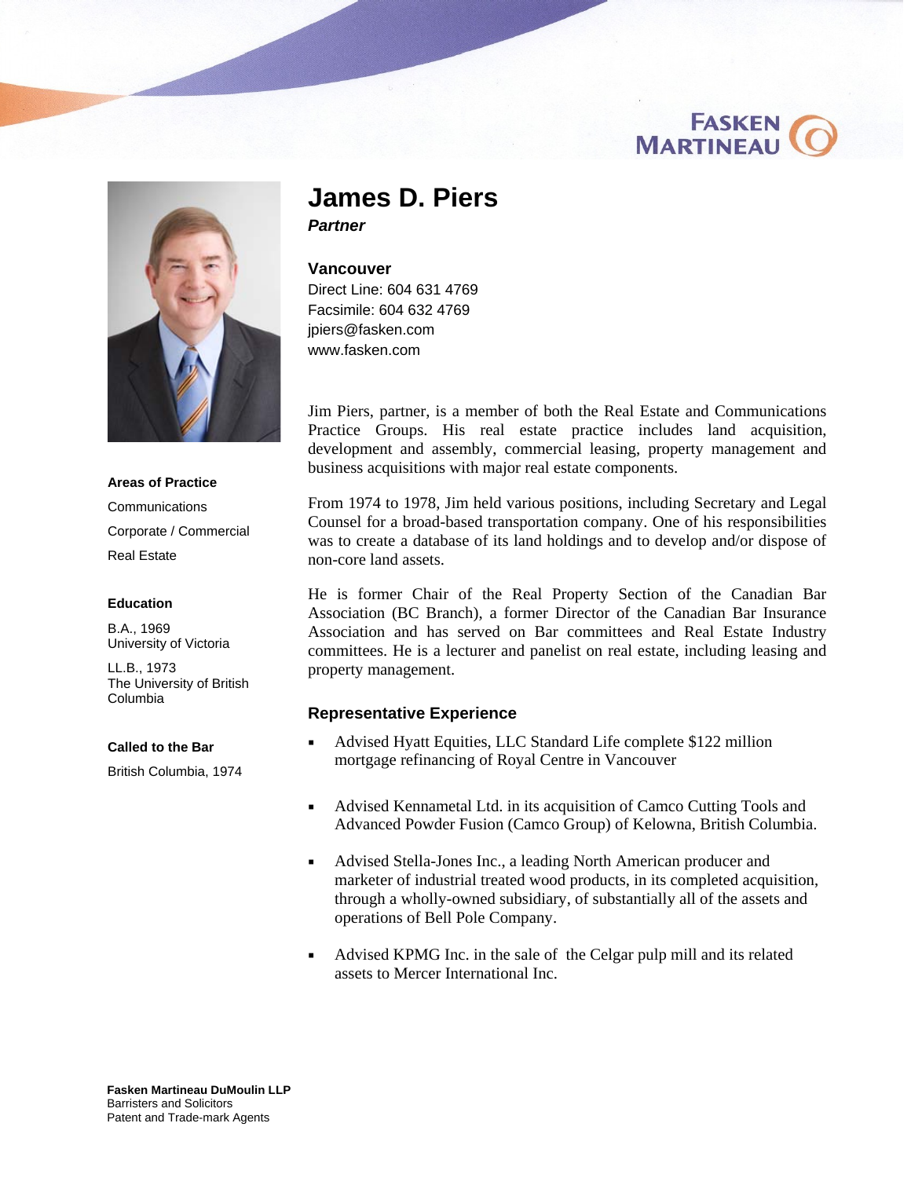# James D. Piers

***Partner***

**Vancouver**

Direct Line: 604 631 4769
Facsimile: 604 632 4769
jpiers@fasken.com
www.fasken.com

Jim Piers, partner, is a member of both the Real Estate and Communications Practice Groups. His real estate practice includes land acquisition, development and assembly, commercial leasing, property management and business acquisitions with major real estate components.

From 1974 to 1978, Jim held various positions, including Secretary and Legal Counsel for a broad-based transportation company. One of his responsibilities was to create a database of its land holdings and to develop and/or dispose of non-core land assets.

He is former Chair of the Real Property Section of the Canadian Bar Association (BC Branch), a former Director of the Canadian Bar Insurance Association and has served on Bar committees and Real Estate Industry committees. He is a lecturer and panelist on real estate, including leasing and property management.

### Representative Experience

- Advised Hyatt Equities, LLC Standard Life complete $122 million mortgage refinancing of Royal Centre in Vancouver
- Advised Kennametal Ltd. in its acquisition of Camco Cutting Tools and Advanced Powder Fusion (Camco Group) of Kelowna, British Columbia.
- Advised Stella-Jones Inc., a leading North American producer and marketer of industrial treated wood products, in its completed acquisition, through a wholly-owned subsidiary, of substantially all of the assets and operations of Bell Pole Company.
- Advised KPMG Inc. in the sale of the Celgar pulp mill and its related assets to Mercer International Inc.

**Areas of Practice**

Communications

Corporate / Commercial

Real Estate

**Education**

B.A., 1969
University of Victoria

LL.B., 1973
The University of British Columbia

**Called to the Bar**

British Columbia, 1974

**Fasken Martineau DuMoulin LLP**
Barristers and Solicitors
Patent and Trade-mark Agents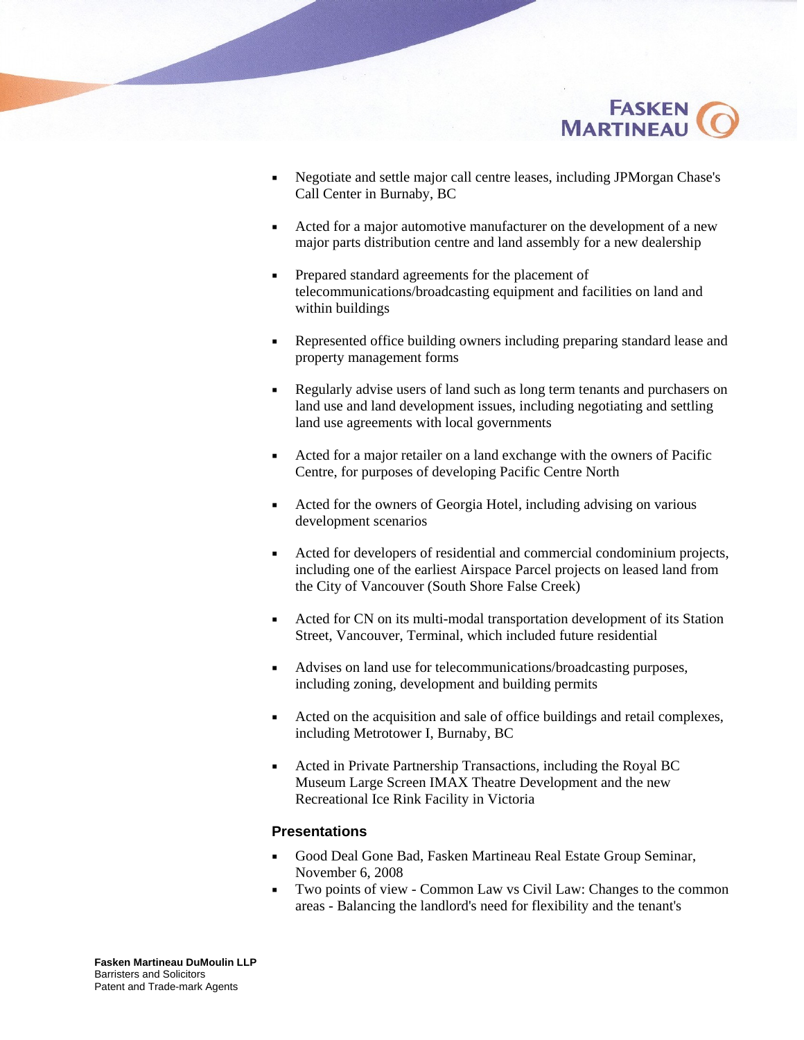- Negotiate and settle major call centre leases, including JPMorgan Chase's Call Center in Burnaby, BC

- Acted for a major automotive manufacturer on the development of a new major parts distribution centre and land assembly for a new dealership

- Prepared standard agreements for the placement of telecommunications/broadcasting equipment and facilities on land and within buildings

- Represented office building owners including preparing standard lease and property management forms

- Regularly advise users of land such as long term tenants and purchasers on land use and land development issues, including negotiating and settling land use agreements with local governments

- Acted for a major retailer on a land exchange with the owners of Pacific Centre, for purposes of developing Pacific Centre North

- Acted for the owners of Georgia Hotel, including advising on various development scenarios

- Acted for developers of residential and commercial condominium projects, including one of the earliest Airspace Parcel projects on leased land from the City of Vancouver (South Shore False Creek)

- Acted for CN on its multi-modal transportation development of its Station Street, Vancouver, Terminal, which included future residential

- Advises on land use for telecommunications/broadcasting purposes, including zoning, development and building permits

- Acted on the acquisition and sale of office buildings and retail complexes, including Metrotower I, Burnaby, BC

- Acted in Private Partnership Transactions, including the Royal BC Museum Large Screen IMAX Theatre Development and the new Recreational Ice Rink Facility in Victoria

### Presentations

- Good Deal Gone Bad, Fasken Martineau Real Estate Group Seminar, November 6, 2008
- Two points of view - Common Law vs Civil Law: Changes to the common areas - Balancing the landlord's need for flexibility and the tenant's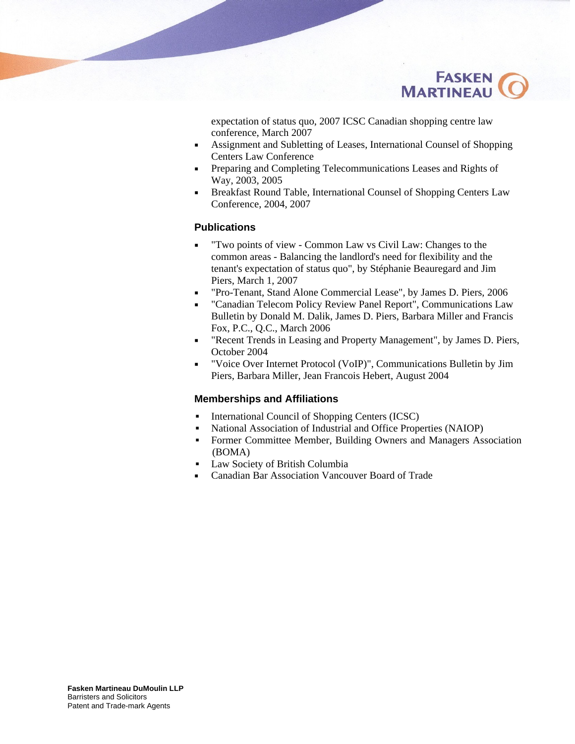expectation of status quo, 2007 ICSC Canadian shopping centre law conference, March 2007

- Assignment and Subletting of Leases, International Counsel of Shopping Centers Law Conference
- Preparing and Completing Telecommunications Leases and Rights of Way, 2003, 2005
- Breakfast Round Table, International Counsel of Shopping Centers Law Conference, 2004, 2007

### Publications

- "Two points of view - Common Law vs Civil Law: Changes to the common areas - Balancing the landlord's need for flexibility and the tenant's expectation of status quo", by Stéphanie Beauregard and Jim Piers, March 1, 2007
- "Pro-Tenant, Stand Alone Commercial Lease", by James D. Piers, 2006
- "Canadian Telecom Policy Review Panel Report", Communications Law Bulletin by Donald M. Dalik, James D. Piers, Barbara Miller and Francis Fox, P.C., Q.C., March 2006
- "Recent Trends in Leasing and Property Management", by James D. Piers, October 2004
- "Voice Over Internet Protocol (VoIP)", Communications Bulletin by Jim Piers, Barbara Miller, Jean Francois Hebert, August 2004

### Memberships and Affiliations

- International Council of Shopping Centers (ICSC)
- National Association of Industrial and Office Properties (NAIOP)
- Former Committee Member, Building Owners and Managers Association (BOMA)
- Law Society of British Columbia
- Canadian Bar Association Vancouver Board of Trade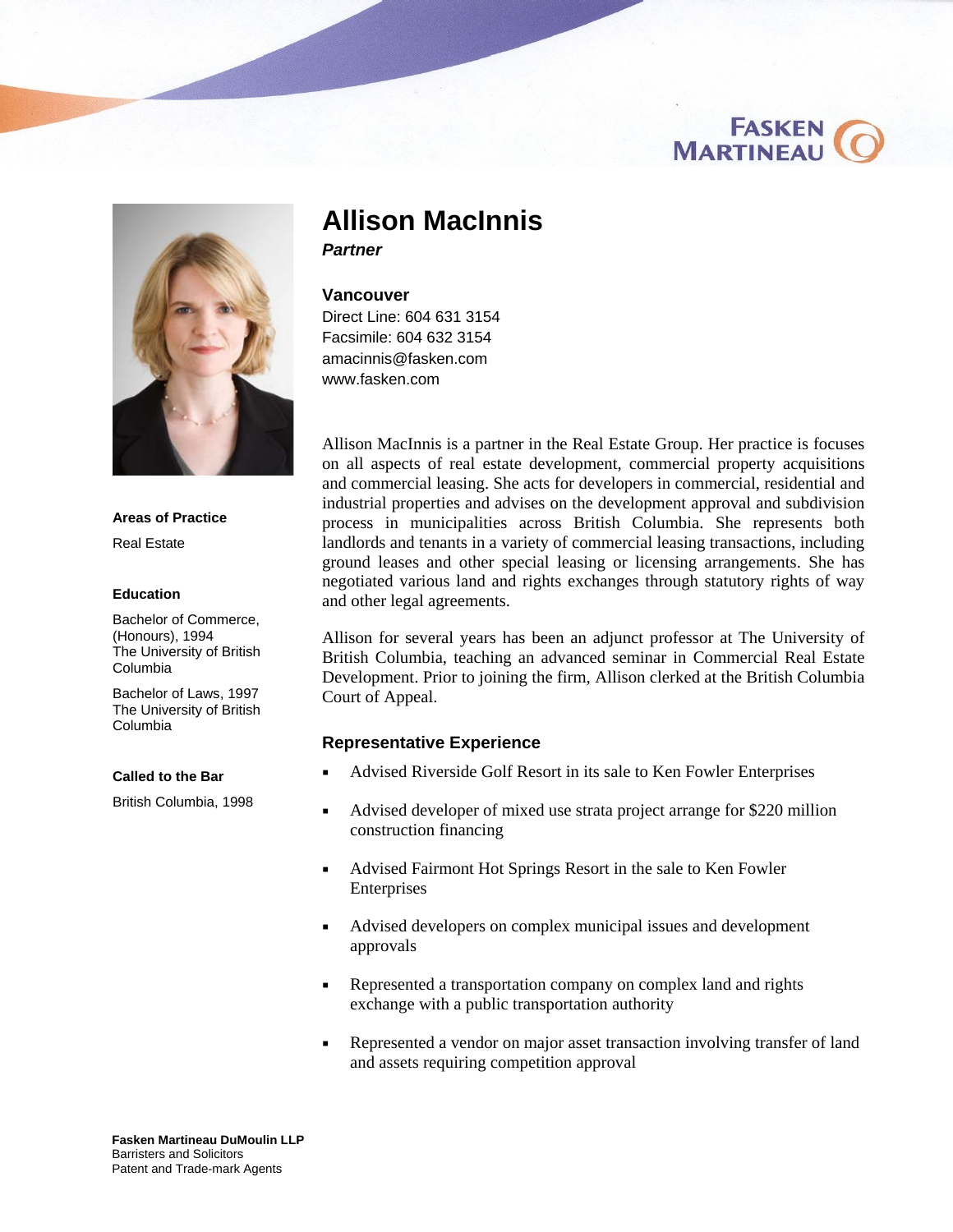# Allison MacInnis

***Partner***

**Vancouver**
Direct Line: 604 631 3154
Facsimile: 604 632 3154
amacinnis@fasken.com
www.fasken.com

**Areas of Practice**

Real Estate

**Education**

Bachelor of Commerce, (Honours), 1994
The University of British Columbia

Bachelor of Laws, 1997
The University of British Columbia

**Called to the Bar**

British Columbia, 1998

Allison MacInnis is a partner in the Real Estate Group. Her practice is focuses on all aspects of real estate development, commercial property acquisitions and commercial leasing. She acts for developers in commercial, residential and industrial properties and advises on the development approval and subdivision process in municipalities across British Columbia. She represents both landlords and tenants in a variety of commercial leasing transactions, including ground leases and other special leasing or licensing arrangements. She has negotiated various land and rights exchanges through statutory rights of way and other legal agreements.

Allison for several years has been an adjunct professor at The University of British Columbia, teaching an advanced seminar in Commercial Real Estate Development. Prior to joining the firm, Allison clerked at the British Columbia Court of Appeal.

### Representative Experience

- Advised Riverside Golf Resort in its sale to Ken Fowler Enterprises
- Advised developer of mixed use strata project arrange for $220 million construction financing
- Advised Fairmont Hot Springs Resort in the sale to Ken Fowler Enterprises
- Advised developers on complex municipal issues and development approvals
- Represented a transportation company on complex land and rights exchange with a public transportation authority
- Represented a vendor on major asset transaction involving transfer of land and assets requiring competition approval

**Fasken Martineau DuMoulin LLP**
Barristers and Solicitors
Patent and Trade-mark Agents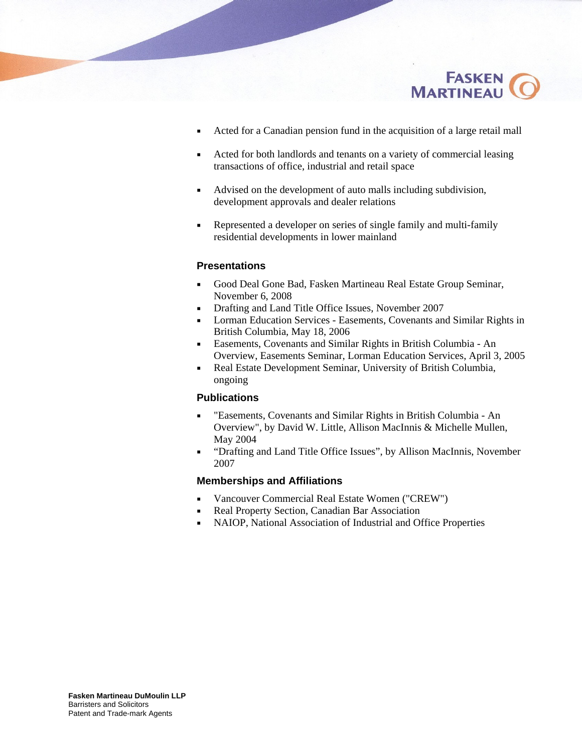- Acted for a Canadian pension fund in the acquisition of a large retail mall
- Acted for both landlords and tenants on a variety of commercial leasing transactions of office, industrial and retail space
- Advised on the development of auto malls including subdivision, development approvals and dealer relations
- Represented a developer on series of single family and multi-family residential developments in lower mainland

### Presentations

- Good Deal Gone Bad, Fasken Martineau Real Estate Group Seminar, November 6, 2008
- Drafting and Land Title Office Issues, November 2007
- Lorman Education Services - Easements, Covenants and Similar Rights in British Columbia, May 18, 2006
- Easements, Covenants and Similar Rights in British Columbia - An Overview, Easements Seminar, Lorman Education Services, April 3, 2005
- Real Estate Development Seminar, University of British Columbia, ongoing

### Publications

- "Easements, Covenants and Similar Rights in British Columbia - An Overview", by David W. Little, Allison MacInnis & Michelle Mullen, May 2004
- "Drafting and Land Title Office Issues", by Allison MacInnis, November 2007

### Memberships and Affiliations

- Vancouver Commercial Real Estate Women ("CREW")
- Real Property Section, Canadian Bar Association
- NAIOP, National Association of Industrial and Office Properties

**Fasken Martineau DuMoulin LLP**
Barristers and Solicitors
Patent and Trade-mark Agents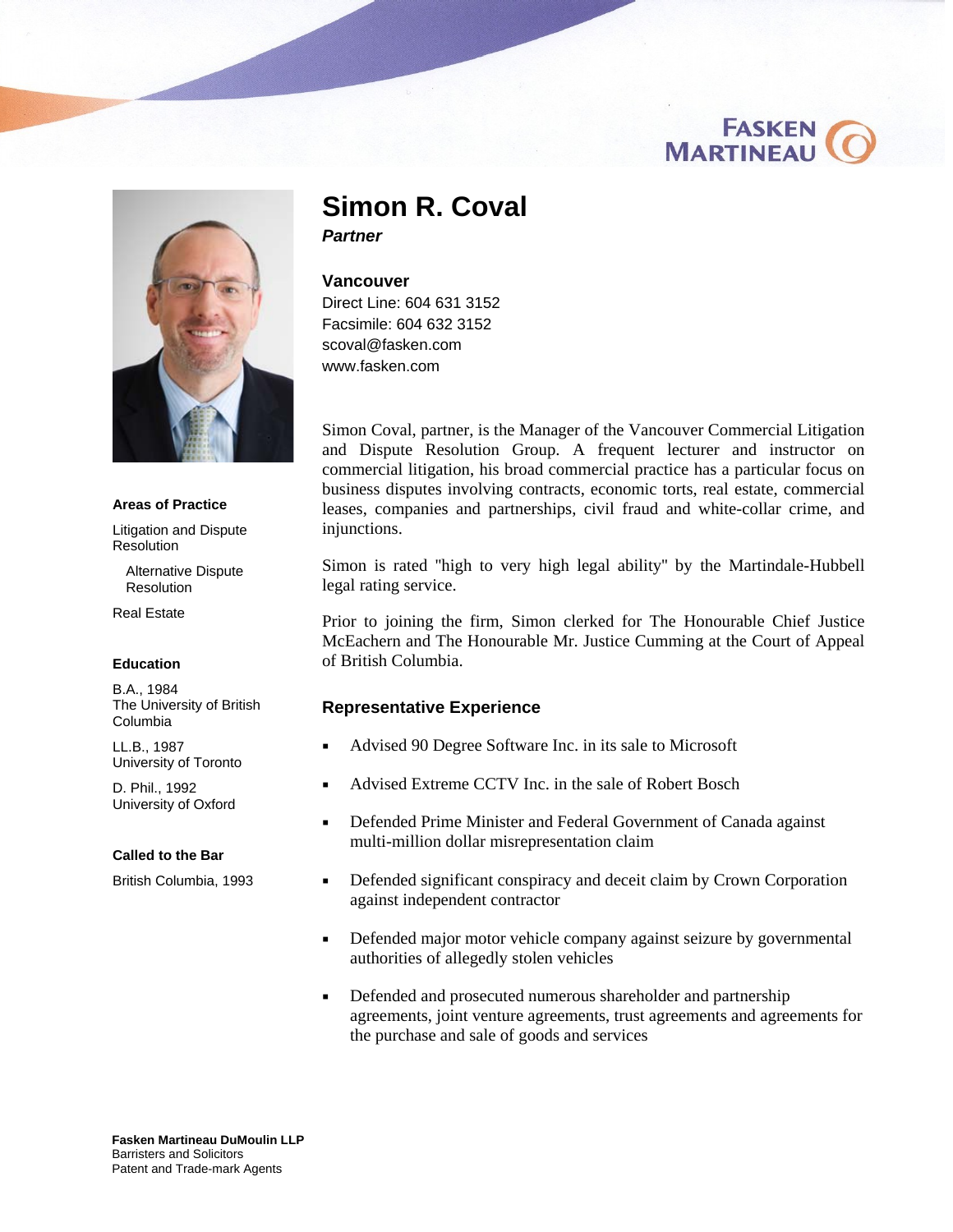# Simon R. Coval

***Partner***

**Vancouver**

Direct Line: 604 631 3152
Facsimile: 604 632 3152
scoval@fasken.com
www.fasken.com

Simon Coval, partner, is the Manager of the Vancouver Commercial Litigation and Dispute Resolution Group. A frequent lecturer and instructor on commercial litigation, his broad commercial practice has a particular focus on business disputes involving contracts, economic torts, real estate, commercial leases, companies and partnerships, civil fraud and white-collar crime, and injunctions.

Simon is rated "high to very high legal ability" by the Martindale-Hubbell legal rating service.

Prior to joining the firm, Simon clerked for The Honourable Chief Justice McEachern and The Honourable Mr. Justice Cumming at the Court of Appeal of British Columbia.

### Representative Experience

- Advised 90 Degree Software Inc. in its sale to Microsoft
- Advised Extreme CCTV Inc. in the sale of Robert Bosch
- Defended Prime Minister and Federal Government of Canada against multi-million dollar misrepresentation claim
- Defended significant conspiracy and deceit claim by Crown Corporation against independent contractor
- Defended major motor vehicle company against seizure by governmental authorities of allegedly stolen vehicles
- Defended and prosecuted numerous shareholder and partnership agreements, joint venture agreements, trust agreements and agreements for the purchase and sale of goods and services

**Areas of Practice**

Litigation and Dispute Resolution

- Alternative Dispute Resolution

Real Estate

**Education**

B.A., 1984
The University of British Columbia

LL.B., 1987
University of Toronto

D. Phil., 1992
University of Oxford

**Called to the Bar**

British Columbia, 1993

**Fasken Martineau DuMoulin LLP**
Barristers and Solicitors
Patent and Trade-mark Agents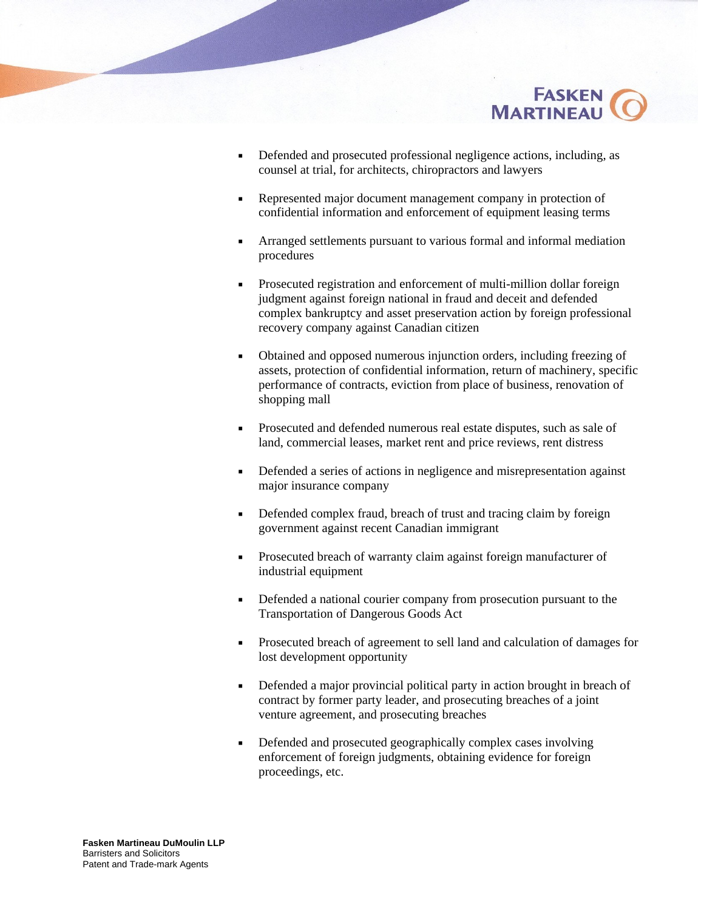- Defended and prosecuted professional negligence actions, including, as counsel at trial, for architects, chiropractors and lawyers

- Represented major document management company in protection of confidential information and enforcement of equipment leasing terms

- Arranged settlements pursuant to various formal and informal mediation procedures

- Prosecuted registration and enforcement of multi-million dollar foreign judgment against foreign national in fraud and deceit and defended complex bankruptcy and asset preservation action by foreign professional recovery company against Canadian citizen

- Obtained and opposed numerous injunction orders, including freezing of assets, protection of confidential information, return of machinery, specific performance of contracts, eviction from place of business, renovation of shopping mall

- Prosecuted and defended numerous real estate disputes, such as sale of land, commercial leases, market rent and price reviews, rent distress

- Defended a series of actions in negligence and misrepresentation against major insurance company

- Defended complex fraud, breach of trust and tracing claim by foreign government against recent Canadian immigrant

- Prosecuted breach of warranty claim against foreign manufacturer of industrial equipment

- Defended a national courier company from prosecution pursuant to the Transportation of Dangerous Goods Act

- Prosecuted breach of agreement to sell land and calculation of damages for lost development opportunity

- Defended a major provincial political party in action brought in breach of contract by former party leader, and prosecuting breaches of a joint venture agreement, and prosecuting breaches

- Defended and prosecuted geographically complex cases involving enforcement of foreign judgments, obtaining evidence for foreign proceedings, etc.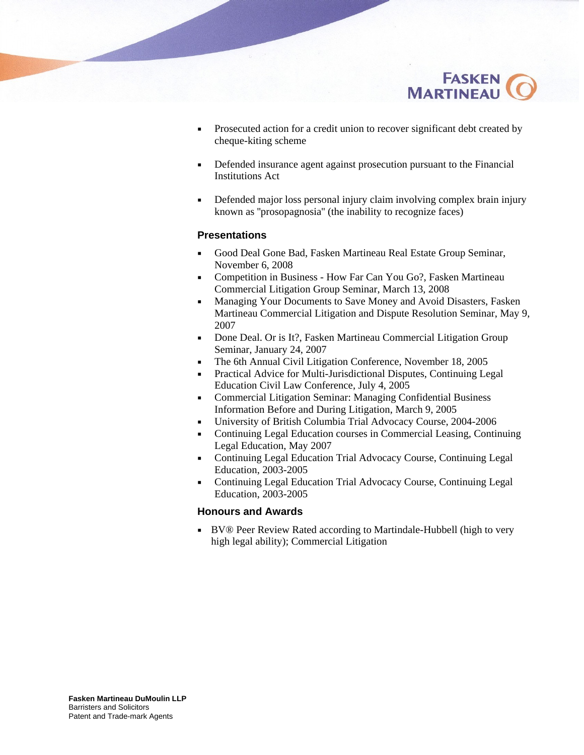- Prosecuted action for a credit union to recover significant debt created by cheque-kiting scheme

- Defended insurance agent against prosecution pursuant to the Financial Institutions Act

- Defended major loss personal injury claim involving complex brain injury known as "prosopagnosia" (the inability to recognize faces)

### Presentations

- Good Deal Gone Bad, Fasken Martineau Real Estate Group Seminar, November 6, 2008
- Competition in Business - How Far Can You Go?, Fasken Martineau Commercial Litigation Group Seminar, March 13, 2008
- Managing Your Documents to Save Money and Avoid Disasters, Fasken Martineau Commercial Litigation and Dispute Resolution Seminar, May 9, 2007
- Done Deal. Or is It?, Fasken Martineau Commercial Litigation Group Seminar, January 24, 2007
- The 6th Annual Civil Litigation Conference, November 18, 2005
- Practical Advice for Multi-Jurisdictional Disputes, Continuing Legal Education Civil Law Conference, July 4, 2005
- Commercial Litigation Seminar: Managing Confidential Business Information Before and During Litigation, March 9, 2005
- University of British Columbia Trial Advocacy Course, 2004-2006
- Continuing Legal Education courses in Commercial Leasing, Continuing Legal Education, May 2007
- Continuing Legal Education Trial Advocacy Course, Continuing Legal Education, 2003-2005
- Continuing Legal Education Trial Advocacy Course, Continuing Legal Education, 2003-2005

### Honours and Awards

- BV® Peer Review Rated according to Martindale-Hubbell (high to very high legal ability); Commercial Litigation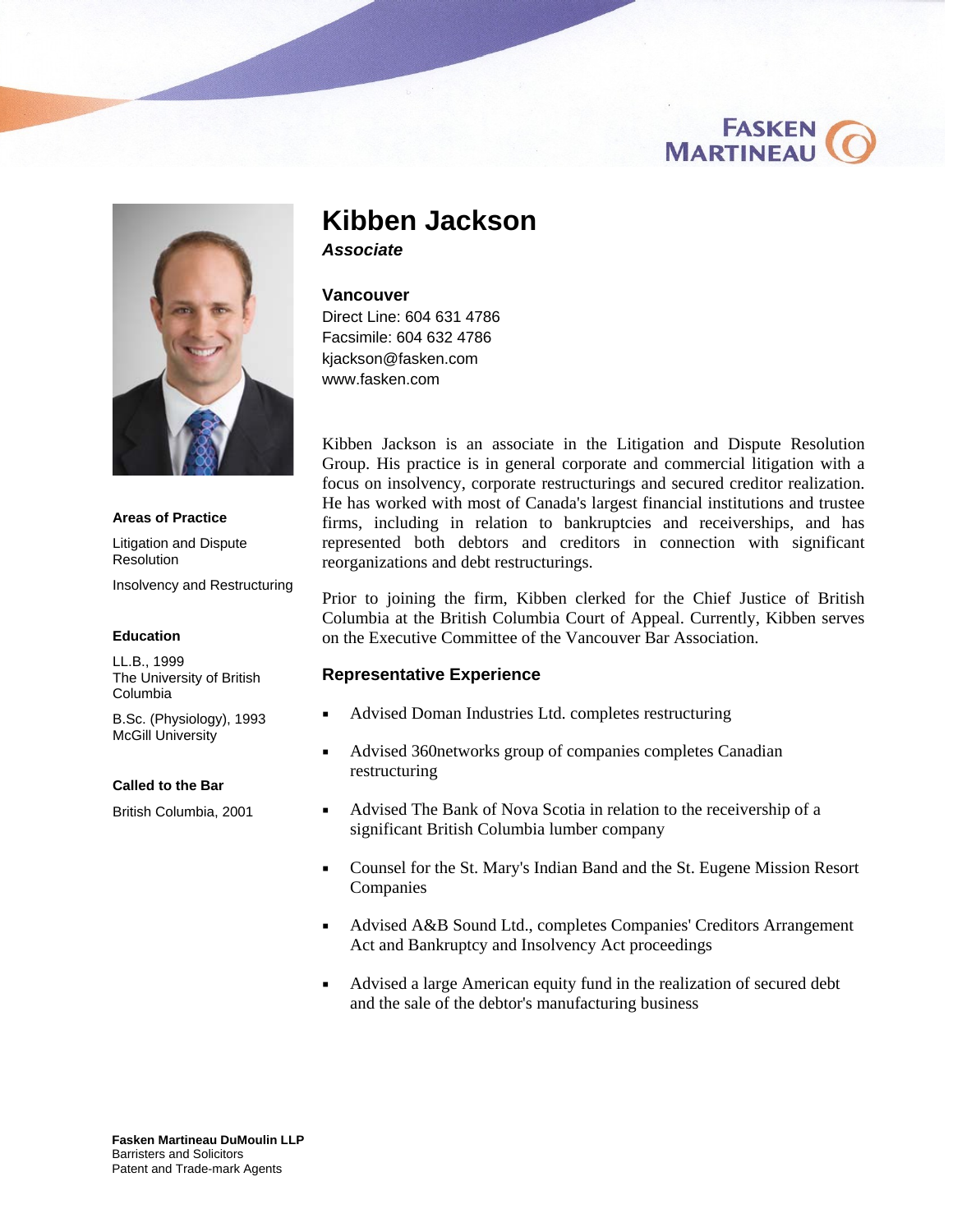# Kibben Jackson

***Associate***

**Vancouver**

Direct Line: 604 631 4786
Facsimile: 604 632 4786
kjackson@fasken.com
www.fasken.com

Kibben Jackson is an associate in the Litigation and Dispute Resolution Group. His practice is in general corporate and commercial litigation with a focus on insolvency, corporate restructurings and secured creditor realization. He has worked with most of Canada's largest financial institutions and trustee firms, including in relation to bankruptcies and receiverships, and has represented both debtors and creditors in connection with significant reorganizations and debt restructurings.

Prior to joining the firm, Kibben clerked for the Chief Justice of British Columbia at the British Columbia Court of Appeal. Currently, Kibben serves on the Executive Committee of the Vancouver Bar Association.

### Representative Experience

- Advised Doman Industries Ltd. completes restructuring
- Advised 360networks group of companies completes Canadian restructuring
- Advised The Bank of Nova Scotia in relation to the receivership of a significant British Columbia lumber company
- Counsel for the St. Mary's Indian Band and the St. Eugene Mission Resort Companies
- Advised A&B Sound Ltd., completes Companies' Creditors Arrangement Act and Bankruptcy and Insolvency Act proceedings
- Advised a large American equity fund in the realization of secured debt and the sale of the debtor's manufacturing business

**Areas of Practice**

Litigation and Dispute Resolution

Insolvency and Restructuring

**Education**

LL.B., 1999
The University of British Columbia

B.Sc. (Physiology), 1993
McGill University

**Called to the Bar**

British Columbia, 2001

**Fasken Martineau DuMoulin LLP**
Barristers and Solicitors
Patent and Trade-mark Agents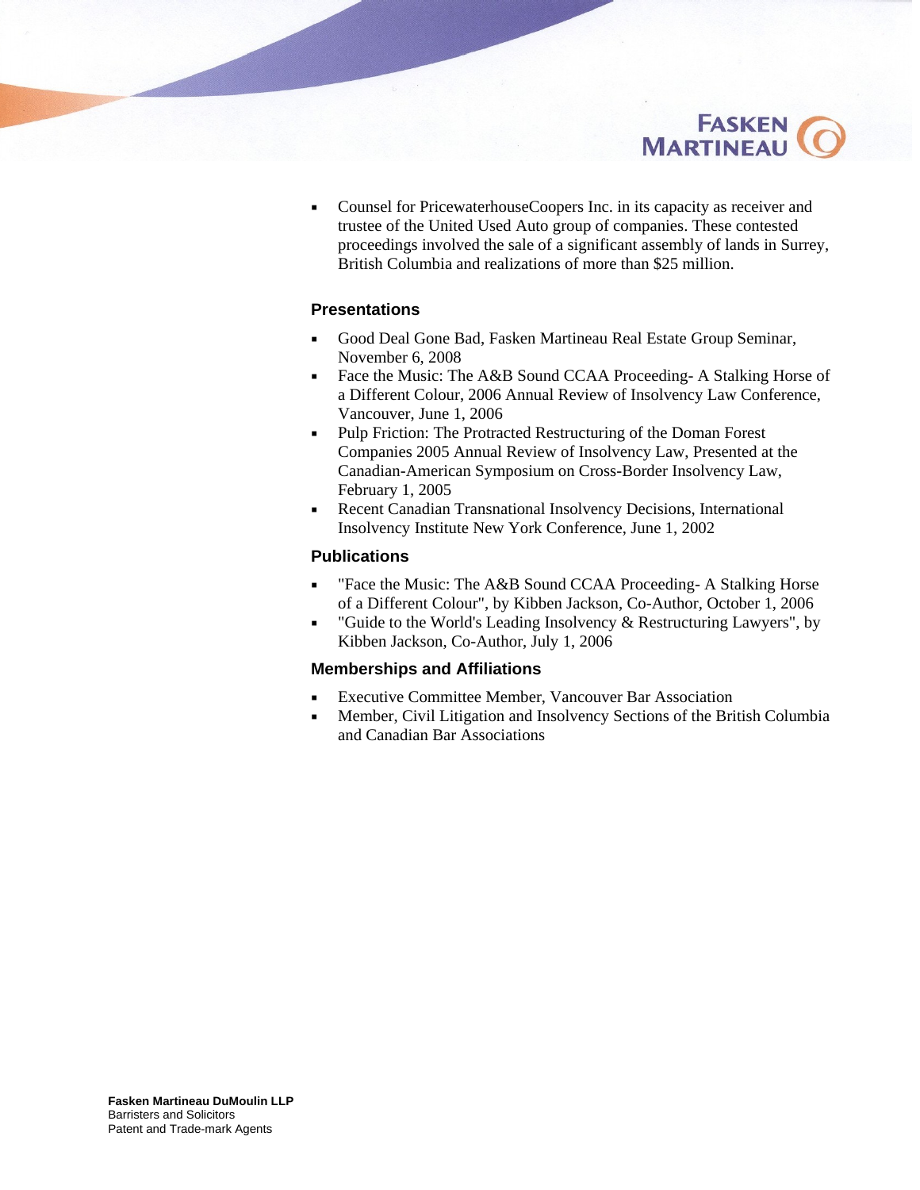- Counsel for PricewaterhouseCoopers Inc. in its capacity as receiver and trustee of the United Used Auto group of companies. These contested proceedings involved the sale of a significant assembly of lands in Surrey, British Columbia and realizations of more than $25 million.

### Presentations

- Good Deal Gone Bad, Fasken Martineau Real Estate Group Seminar, November 6, 2008
- Face the Music: The A&B Sound CCAA Proceeding- A Stalking Horse of a Different Colour, 2006 Annual Review of Insolvency Law Conference, Vancouver, June 1, 2006
- Pulp Friction: The Protracted Restructuring of the Doman Forest Companies 2005 Annual Review of Insolvency Law, Presented at the Canadian-American Symposium on Cross-Border Insolvency Law, February 1, 2005
- Recent Canadian Transnational Insolvency Decisions, International Insolvency Institute New York Conference, June 1, 2002

### Publications

- "Face the Music: The A&B Sound CCAA Proceeding- A Stalking Horse of a Different Colour", by Kibben Jackson, Co-Author, October 1, 2006
- "Guide to the World's Leading Insolvency & Restructuring Lawyers", by Kibben Jackson, Co-Author, July 1, 2006

### Memberships and Affiliations

- Executive Committee Member, Vancouver Bar Association
- Member, Civil Litigation and Insolvency Sections of the British Columbia and Canadian Bar Associations